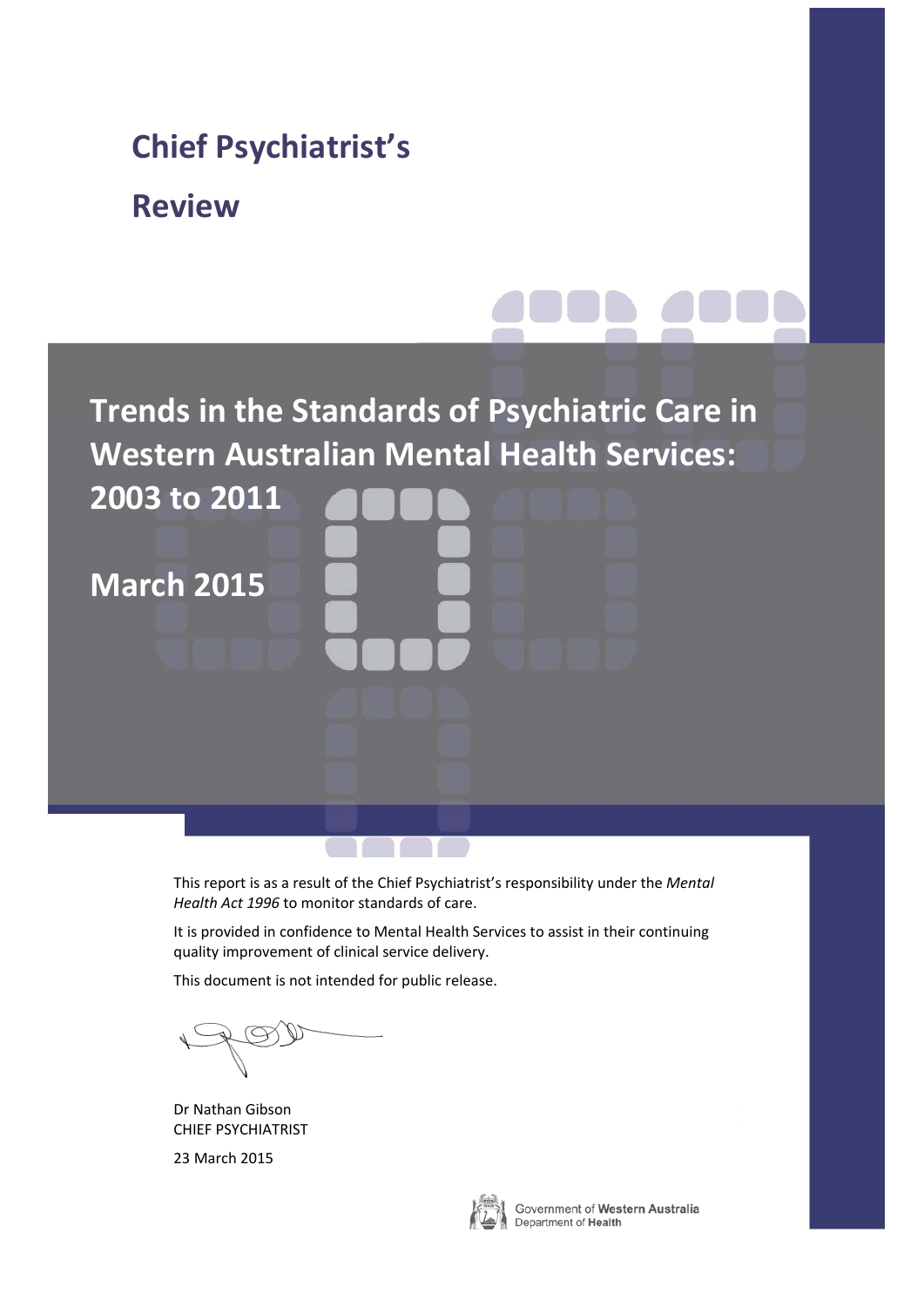# Chief Psychiatrist's Review

## Trends in the Standards of Psychiatric Care in Western Australian Mental Health Services: 2003 to 2011

## March 2015

This report is as a result of the Chief Psychiatrist's responsibility under the *Mental Health Act 1996* to monitor standards of care.

It is provided in confidence to Mental Health Services to assist in their continuing quality improvement of clinical service delivery.

This document is not intended for public release.

Dr Nathan Gibson
CHIEF PSYCHIATRIST

23 March 2015

Government of **Western Australia**
Department of **Health**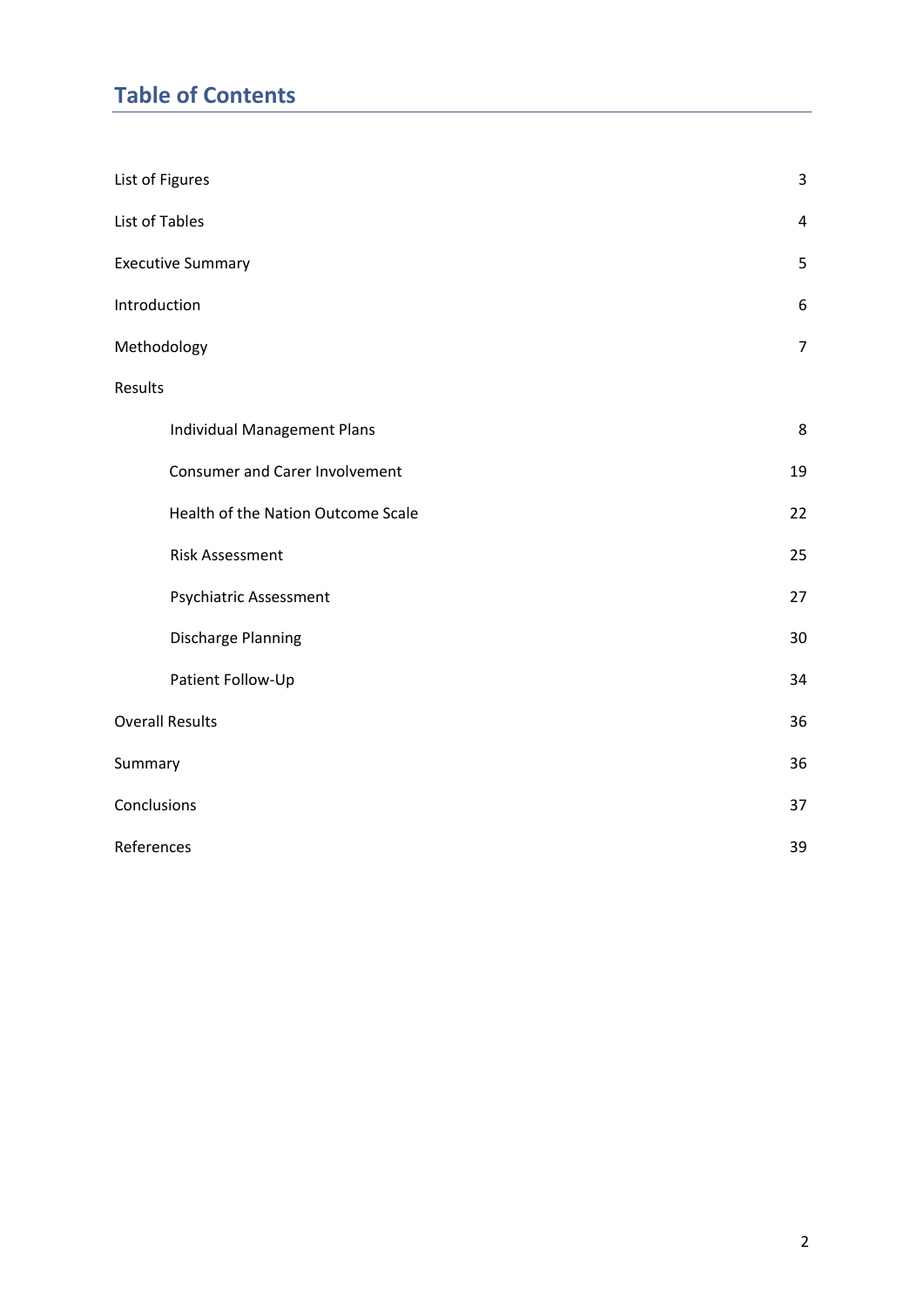## Table of Contents

| | |
|---|---|
| List of Figures | 3 |
| List of Tables | 4 |
| Executive Summary | 5 |
| Introduction | 6 |
| Methodology | 7 |
| Results | |
| Individual Management Plans | 8 |
| Consumer and Carer Involvement | 19 |
| Health of the Nation Outcome Scale | 22 |
| Risk Assessment | 25 |
| Psychiatric Assessment | 27 |
| Discharge Planning | 30 |
| Patient Follow-Up | 34 |
| Overall Results | 36 |
| Summary | 36 |
| Conclusions | 37 |
| References | 39 |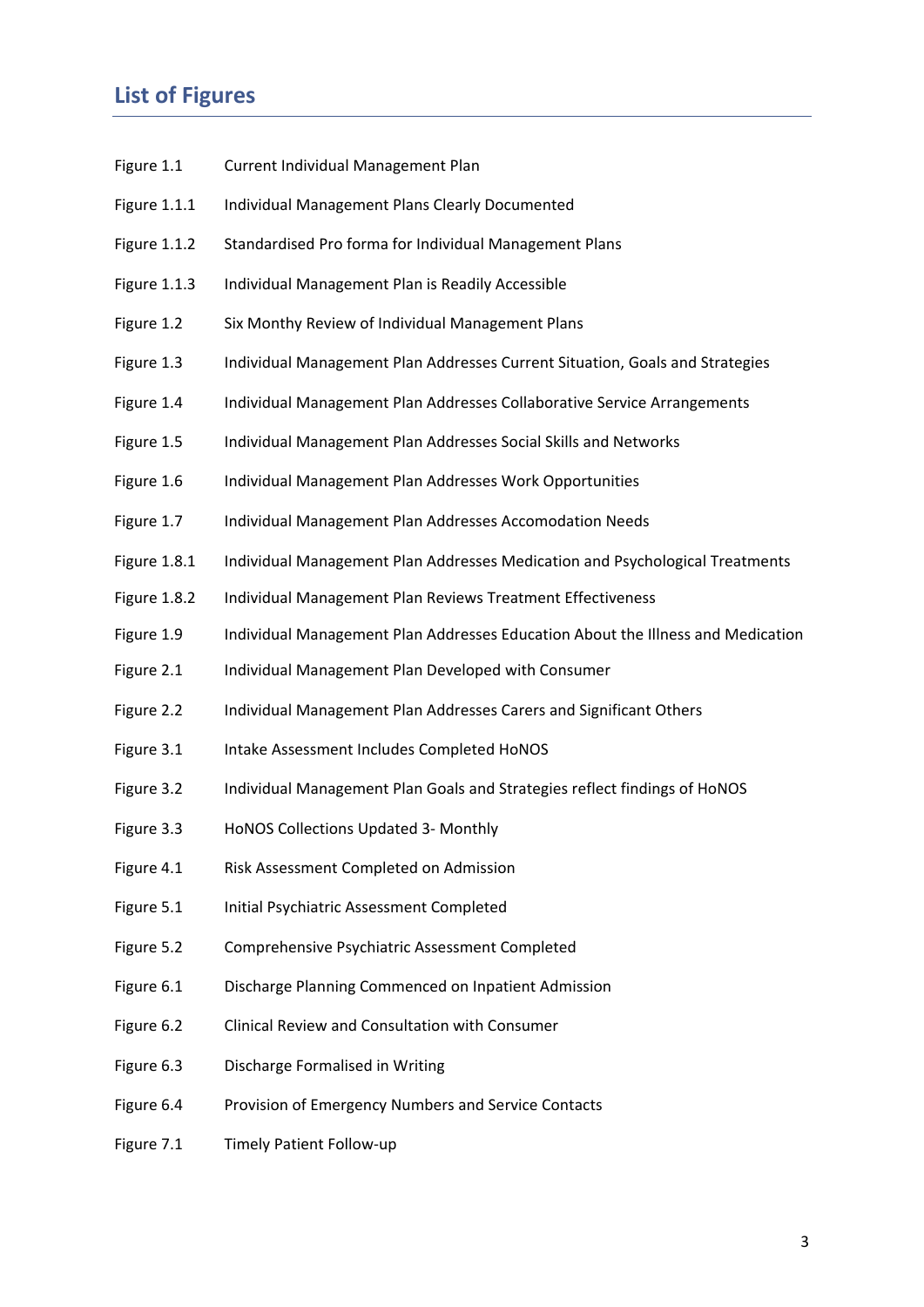## List of Figures

| | |
|---|---|
| Figure 1.1 | Current Individual Management Plan |
| Figure 1.1.1 | Individual Management Plans Clearly Documented |
| Figure 1.1.2 | Standardised Pro forma for Individual Management Plans |
| Figure 1.1.3 | Individual Management Plan is Readily Accessible |
| Figure 1.2 | Six Monthy Review of Individual Management Plans |
| Figure 1.3 | Individual Management Plan Addresses Current Situation, Goals and Strategies |
| Figure 1.4 | Individual Management Plan Addresses Collaborative Service Arrangements |
| Figure 1.5 | Individual Management Plan Addresses Social Skills and Networks |
| Figure 1.6 | Individual Management Plan Addresses Work Opportunities |
| Figure 1.7 | Individual Management Plan Addresses Accomodation Needs |
| Figure 1.8.1 | Individual Management Plan Addresses Medication and Psychological Treatments |
| Figure 1.8.2 | Individual Management Plan Reviews Treatment Effectiveness |
| Figure 1.9 | Individual Management Plan Addresses Education About the Illness and Medication |
| Figure 2.1 | Individual Management Plan Developed with Consumer |
| Figure 2.2 | Individual Management Plan Addresses Carers and Significant Others |
| Figure 3.1 | Intake Assessment Includes Completed HoNOS |
| Figure 3.2 | Individual Management Plan Goals and Strategies reflect findings of HoNOS |
| Figure 3.3 | HoNOS Collections Updated 3- Monthly |
| Figure 4.1 | Risk Assessment Completed on Admission |
| Figure 5.1 | Initial Psychiatric Assessment Completed |
| Figure 5.2 | Comprehensive Psychiatric Assessment Completed |
| Figure 6.1 | Discharge Planning Commenced on Inpatient Admission |
| Figure 6.2 | Clinical Review and Consultation with Consumer |
| Figure 6.3 | Discharge Formalised in Writing |
| Figure 6.4 | Provision of Emergency Numbers and Service Contacts |
| Figure 7.1 | Timely Patient Follow-up |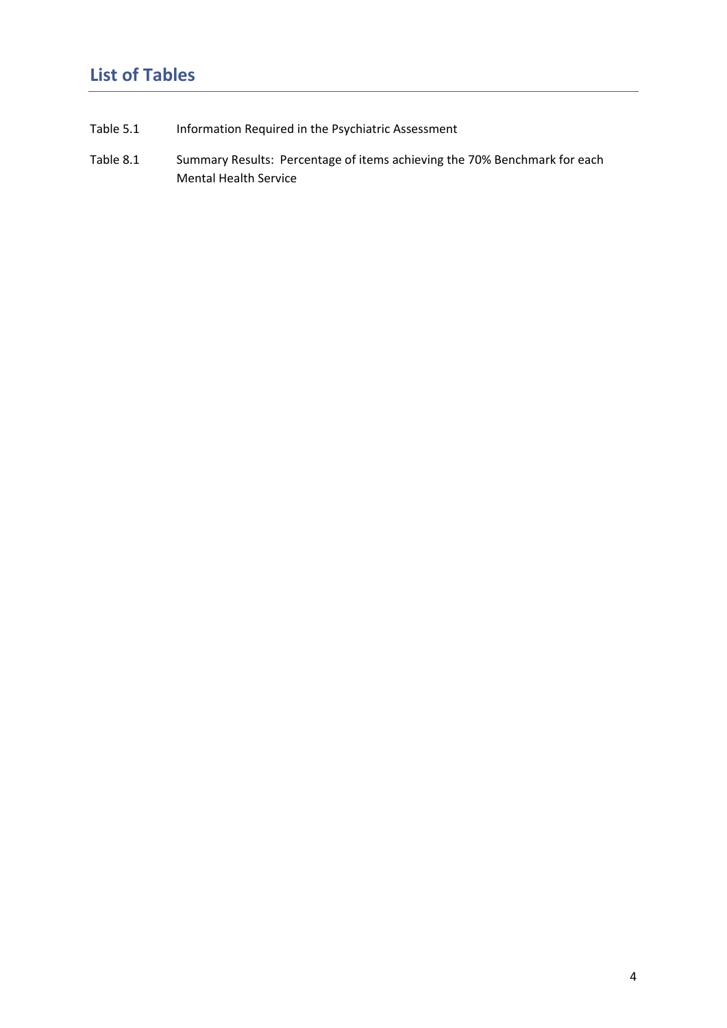## List of Tables

Table 5.1 Information Required in the Psychiatric Assessment

Table 8.1 Summary Results: Percentage of items achieving the 70% Benchmark for each Mental Health Service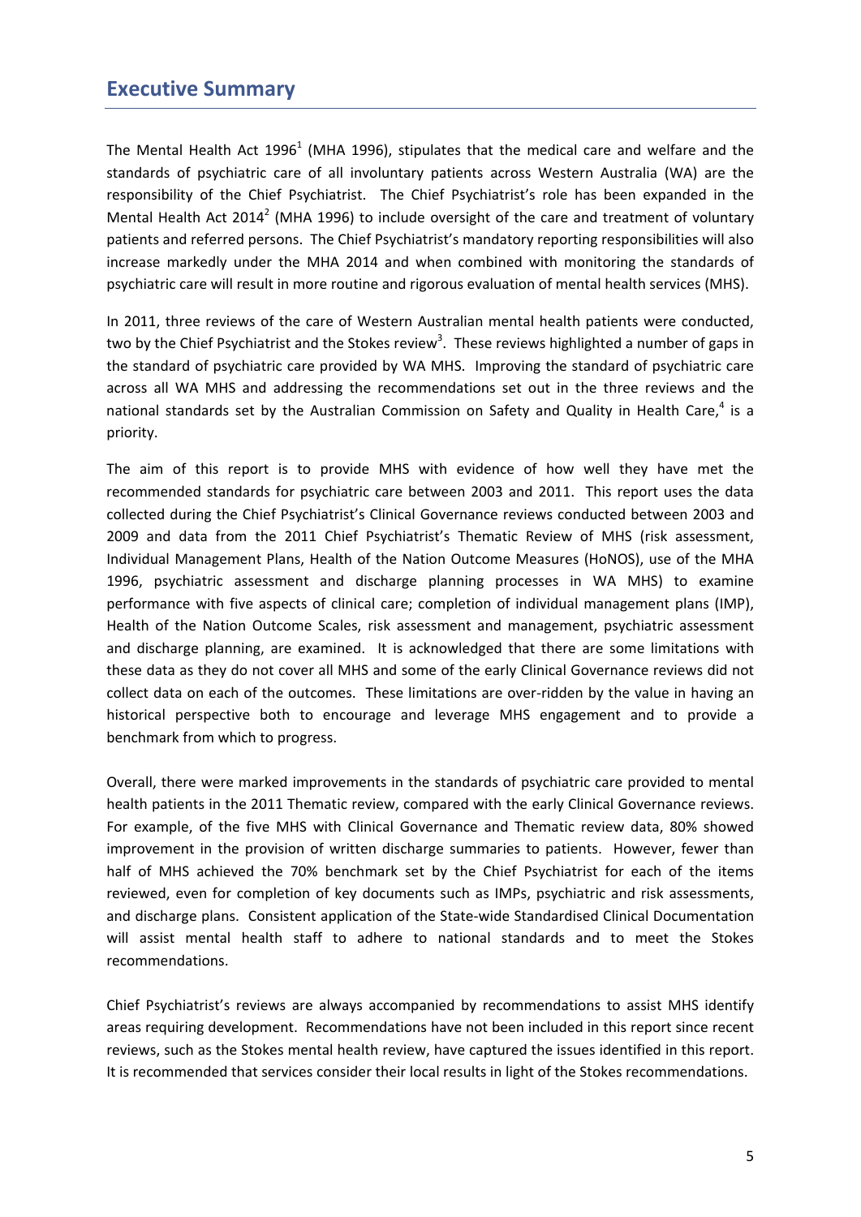## Executive Summary

The Mental Health Act 1996[1] (MHA 1996), stipulates that the medical care and welfare and the standards of psychiatric care of all involuntary patients across Western Australia (WA) are the responsibility of the Chief Psychiatrist. The Chief Psychiatrist's role has been expanded in the Mental Health Act 2014[2] (MHA 1996) to include oversight of the care and treatment of voluntary patients and referred persons. The Chief Psychiatrist's mandatory reporting responsibilities will also increase markedly under the MHA 2014 and when combined with monitoring the standards of psychiatric care will result in more routine and rigorous evaluation of mental health services (MHS).

In 2011, three reviews of the care of Western Australian mental health patients were conducted, two by the Chief Psychiatrist and the Stokes review[3]. These reviews highlighted a number of gaps in the standard of psychiatric care provided by WA MHS. Improving the standard of psychiatric care across all WA MHS and addressing the recommendations set out in the three reviews and the national standards set by the Australian Commission on Safety and Quality in Health Care,[4] is a priority.

The aim of this report is to provide MHS with evidence of how well they have met the recommended standards for psychiatric care between 2003 and 2011. This report uses the data collected during the Chief Psychiatrist's Clinical Governance reviews conducted between 2003 and 2009 and data from the 2011 Chief Psychiatrist's Thematic Review of MHS (risk assessment, Individual Management Plans, Health of the Nation Outcome Measures (HoNOS), use of the MHA 1996, psychiatric assessment and discharge planning processes in WA MHS) to examine performance with five aspects of clinical care; completion of individual management plans (IMP), Health of the Nation Outcome Scales, risk assessment and management, psychiatric assessment and discharge planning, are examined. It is acknowledged that there are some limitations with these data as they do not cover all MHS and some of the early Clinical Governance reviews did not collect data on each of the outcomes. These limitations are over-ridden by the value in having an historical perspective both to encourage and leverage MHS engagement and to provide a benchmark from which to progress.

Overall, there were marked improvements in the standards of psychiatric care provided to mental health patients in the 2011 Thematic review, compared with the early Clinical Governance reviews. For example, of the five MHS with Clinical Governance and Thematic review data, 80% showed improvement in the provision of written discharge summaries to patients. However, fewer than half of MHS achieved the 70% benchmark set by the Chief Psychiatrist for each of the items reviewed, even for completion of key documents such as IMPs, psychiatric and risk assessments, and discharge plans. Consistent application of the State-wide Standardised Clinical Documentation will assist mental health staff to adhere to national standards and to meet the Stokes recommendations.

Chief Psychiatrist's reviews are always accompanied by recommendations to assist MHS identify areas requiring development. Recommendations have not been included in this report since recent reviews, such as the Stokes mental health review, have captured the issues identified in this report. It is recommended that services consider their local results in light of the Stokes recommendations.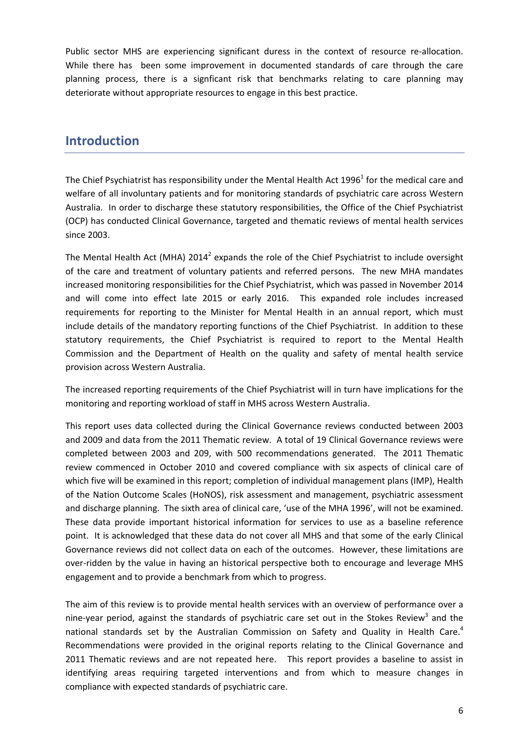Public sector MHS are experiencing significant duress in the context of resource re-allocation. While there has been some improvement in documented standards of care through the care planning process, there is a signficant risk that benchmarks relating to care planning may deteriorate without appropriate resources to engage in this best practice.

## Introduction

The Chief Psychiatrist has responsibility under the Mental Health Act 1996[1] for the medical care and welfare of all involuntary patients and for monitoring standards of psychiatric care across Western Australia. In order to discharge these statutory responsibilities, the Office of the Chief Psychiatrist (OCP) has conducted Clinical Governance, targeted and thematic reviews of mental health services since 2003.

The Mental Health Act (MHA) 2014[2] expands the role of the Chief Psychiatrist to include oversight of the care and treatment of voluntary patients and referred persons. The new MHA mandates increased monitoring responsibilities for the Chief Psychiatrist, which was passed in November 2014 and will come into effect late 2015 or early 2016. This expanded role includes increased requirements for reporting to the Minister for Mental Health in an annual report, which must include details of the mandatory reporting functions of the Chief Psychiatrist. In addition to these statutory requirements, the Chief Psychiatrist is required to report to the Mental Health Commission and the Department of Health on the quality and safety of mental health service provision across Western Australia.

The increased reporting requirements of the Chief Psychiatrist will in turn have implications for the monitoring and reporting workload of staff in MHS across Western Australia.

This report uses data collected during the Clinical Governance reviews conducted between 2003 and 2009 and data from the 2011 Thematic review. A total of 19 Clinical Governance reviews were completed between 2003 and 209, with 500 recommendations generated. The 2011 Thematic review commenced in October 2010 and covered compliance with six aspects of clinical care of which five will be examined in this report; completion of individual management plans (IMP), Health of the Nation Outcome Scales (HoNOS), risk assessment and management, psychiatric assessment and discharge planning. The sixth area of clinical care, 'use of the MHA 1996', will not be examined. These data provide important historical information for services to use as a baseline reference point. It is acknowledged that these data do not cover all MHS and that some of the early Clinical Governance reviews did not collect data on each of the outcomes. However, these limitations are over-ridden by the value in having an historical perspective both to encourage and leverage MHS engagement and to provide a benchmark from which to progress.

The aim of this review is to provide mental health services with an overview of performance over a nine-year period, against the standards of psychiatric care set out in the Stokes Review[3] and the national standards set by the Australian Commission on Safety and Quality in Health Care.[4] Recommendations were provided in the original reports relating to the Clinical Governance and 2011 Thematic reviews and are not repeated here. This report provides a baseline to assist in identifying areas requiring targeted interventions and from which to measure changes in compliance with expected standards of psychiatric care.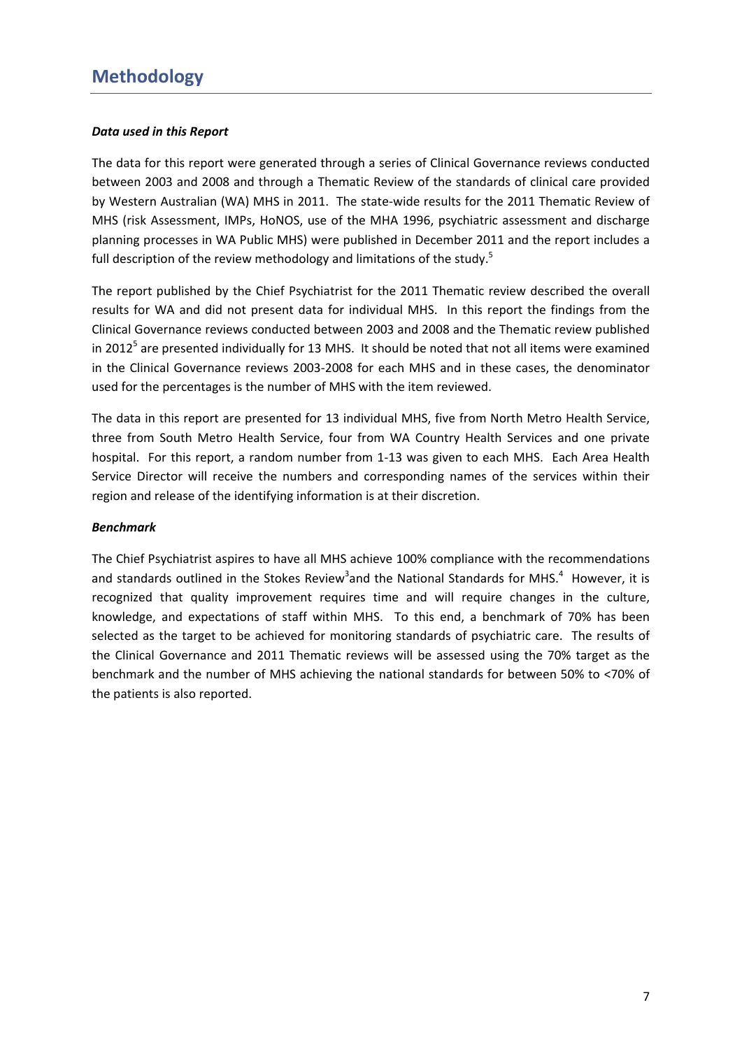# Methodology

***Data used in this Report***

The data for this report were generated through a series of Clinical Governance reviews conducted between 2003 and 2008 and through a Thematic Review of the standards of clinical care provided by Western Australian (WA) MHS in 2011. The state-wide results for the 2011 Thematic Review of MHS (risk Assessment, IMPs, HoNOS, use of the MHA 1996, psychiatric assessment and discharge planning processes in WA Public MHS) were published in December 2011 and the report includes a full description of the review methodology and limitations of the study.[5]

The report published by the Chief Psychiatrist for the 2011 Thematic review described the overall results for WA and did not present data for individual MHS. In this report the findings from the Clinical Governance reviews conducted between 2003 and 2008 and the Thematic review published in 2012[5] are presented individually for 13 MHS. It should be noted that not all items were examined in the Clinical Governance reviews 2003-2008 for each MHS and in these cases, the denominator used for the percentages is the number of MHS with the item reviewed.

The data in this report are presented for 13 individual MHS, five from North Metro Health Service, three from South Metro Health Service, four from WA Country Health Services and one private hospital. For this report, a random number from 1-13 was given to each MHS. Each Area Health Service Director will receive the numbers and corresponding names of the services within their region and release of the identifying information is at their discretion.

***Benchmark***

The Chief Psychiatrist aspires to have all MHS achieve 100% compliance with the recommendations and standards outlined in the Stokes Review[3] and the National Standards for MHS.[4] However, it is recognized that quality improvement requires time and will require changes in the culture, knowledge, and expectations of staff within MHS. To this end, a benchmark of 70% has been selected as the target to be achieved for monitoring standards of psychiatric care. The results of the Clinical Governance and 2011 Thematic reviews will be assessed using the 70% target as the benchmark and the number of MHS achieving the national standards for between 50% to <70% of the patients is also reported.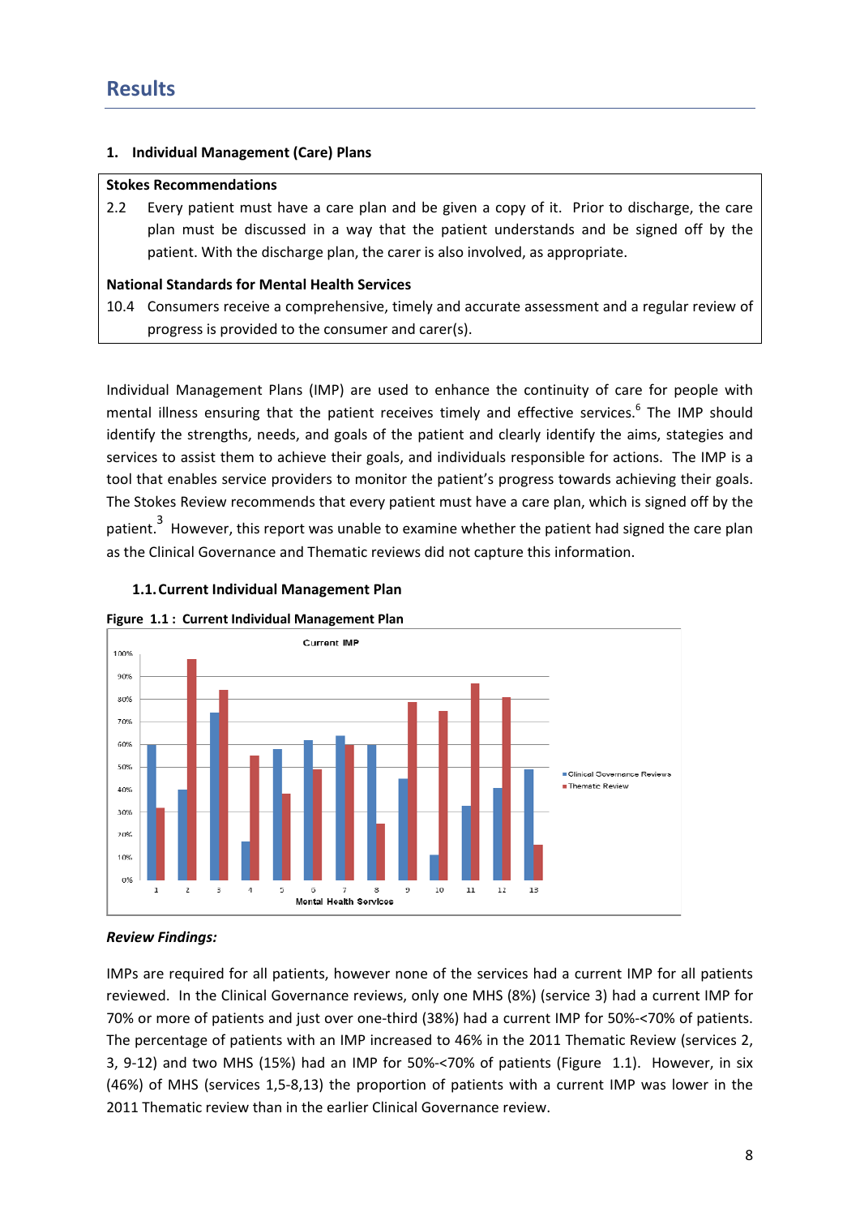## Results

### 1. Individual Management (Care) Plans

**Stokes Recommendations**

2.2 Every patient must have a care plan and be given a copy of it. Prior to discharge, the care plan must be discussed in a way that the patient understands and be signed off by the patient. With the discharge plan, the carer is also involved, as appropriate.

**National Standards for Mental Health Services**

10.4 Consumers receive a comprehensive, timely and accurate assessment and a regular review of progress is provided to the consumer and carer(s).

Individual Management Plans (IMP) are used to enhance the continuity of care for people with mental illness ensuring that the patient receives timely and effective services.[6] The IMP should identify the strengths, needs, and goals of the patient and clearly identify the aims, stategies and services to assist them to achieve their goals, and individuals responsible for actions. The IMP is a tool that enables service providers to monitor the patient's progress towards achieving their goals. The Stokes Review recommends that every patient must have a care plan, which is signed off by the patient.[3] However, this report was unable to examine whether the patient had signed the care plan as the Clinical Governance and Thematic reviews did not capture this information.

#### 1.1. Current Individual Management Plan

**Figure 1.1 : Current Individual Management Plan**

*Review Findings:*

IMPs are required for all patients, however none of the services had a current IMP for all patients reviewed. In the Clinical Governance reviews, only one MHS (8%) (service 3) had a current IMP for 70% or more of patients and just over one-third (38%) had a current IMP for 50%-<70% of patients. The percentage of patients with an IMP increased to 46% in the 2011 Thematic Review (services 2, 3, 9-12) and two MHS (15%) had an IMP for 50%-<70% of patients (Figure 1.1). However, in six (46%) of MHS (services 1,5-8,13) the proportion of patients with a current IMP was lower in the 2011 Thematic review than in the earlier Clinical Governance review.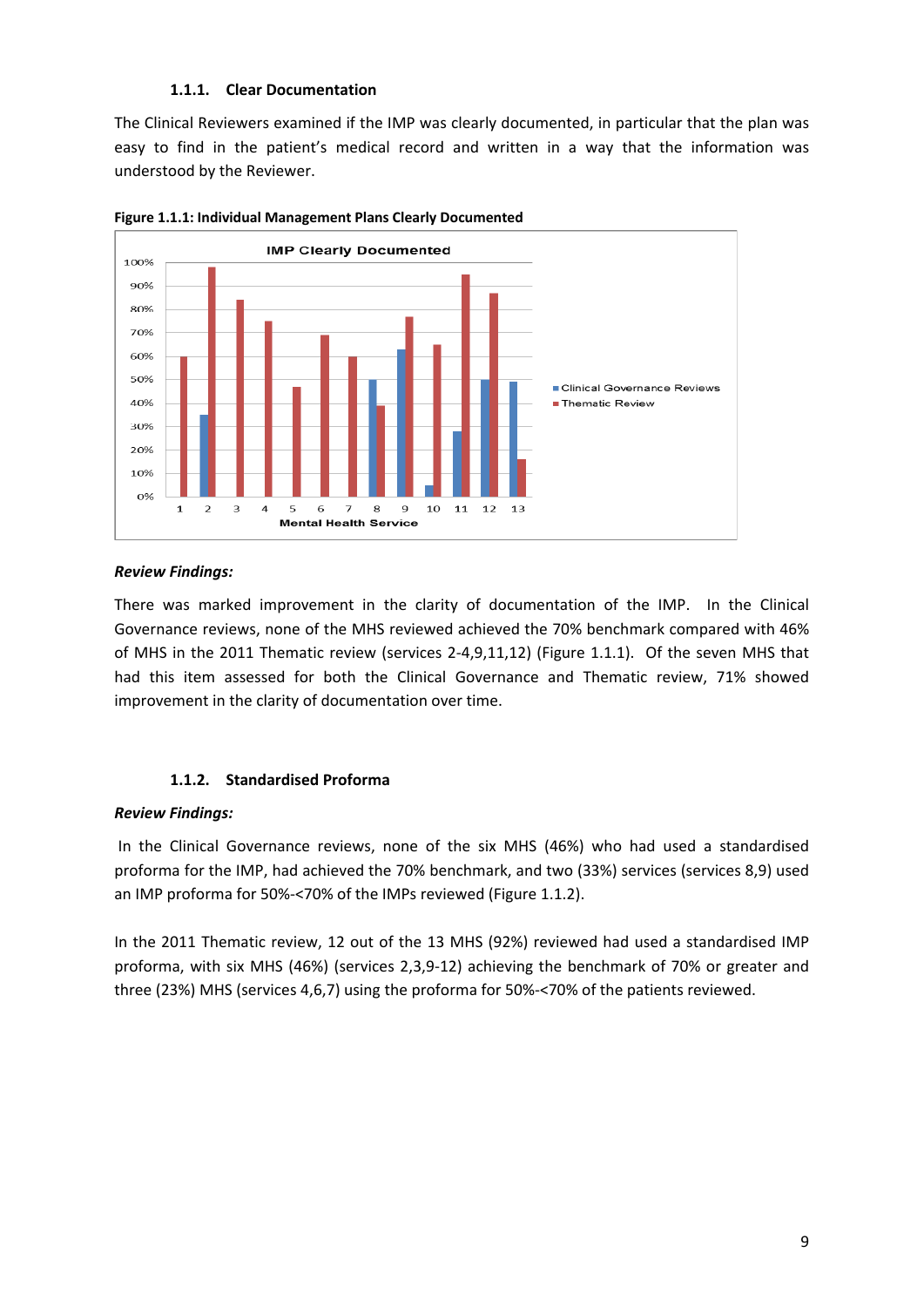### 1.1.1. Clear Documentation

The Clinical Reviewers examined if the IMP was clearly documented, in particular that the plan was easy to find in the patient's medical record and written in a way that the information was understood by the Reviewer.

**Figure 1.1.1: Individual Management Plans Clearly Documented**

***Review Findings:***

There was marked improvement in the clarity of documentation of the IMP. In the Clinical Governance reviews, none of the MHS reviewed achieved the 70% benchmark compared with 46% of MHS in the 2011 Thematic review (services 2-4,9,11,12) (Figure 1.1.1). Of the seven MHS that had this item assessed for both the Clinical Governance and Thematic review, 71% showed improvement in the clarity of documentation over time.

### 1.1.2. Standardised Proforma

***Review Findings:***

In the Clinical Governance reviews, none of the six MHS (46%) who had used a standardised proforma for the IMP, had achieved the 70% benchmark, and two (33%) services (services 8,9) used an IMP proforma for 50%-<70% of the IMPs reviewed (Figure 1.1.2).

In the 2011 Thematic review, 12 out of the 13 MHS (92%) reviewed had used a standardised IMP proforma, with six MHS (46%) (services 2,3,9-12) achieving the benchmark of 70% or greater and three (23%) MHS (services 4,6,7) using the proforma for 50%-<70% of the patients reviewed.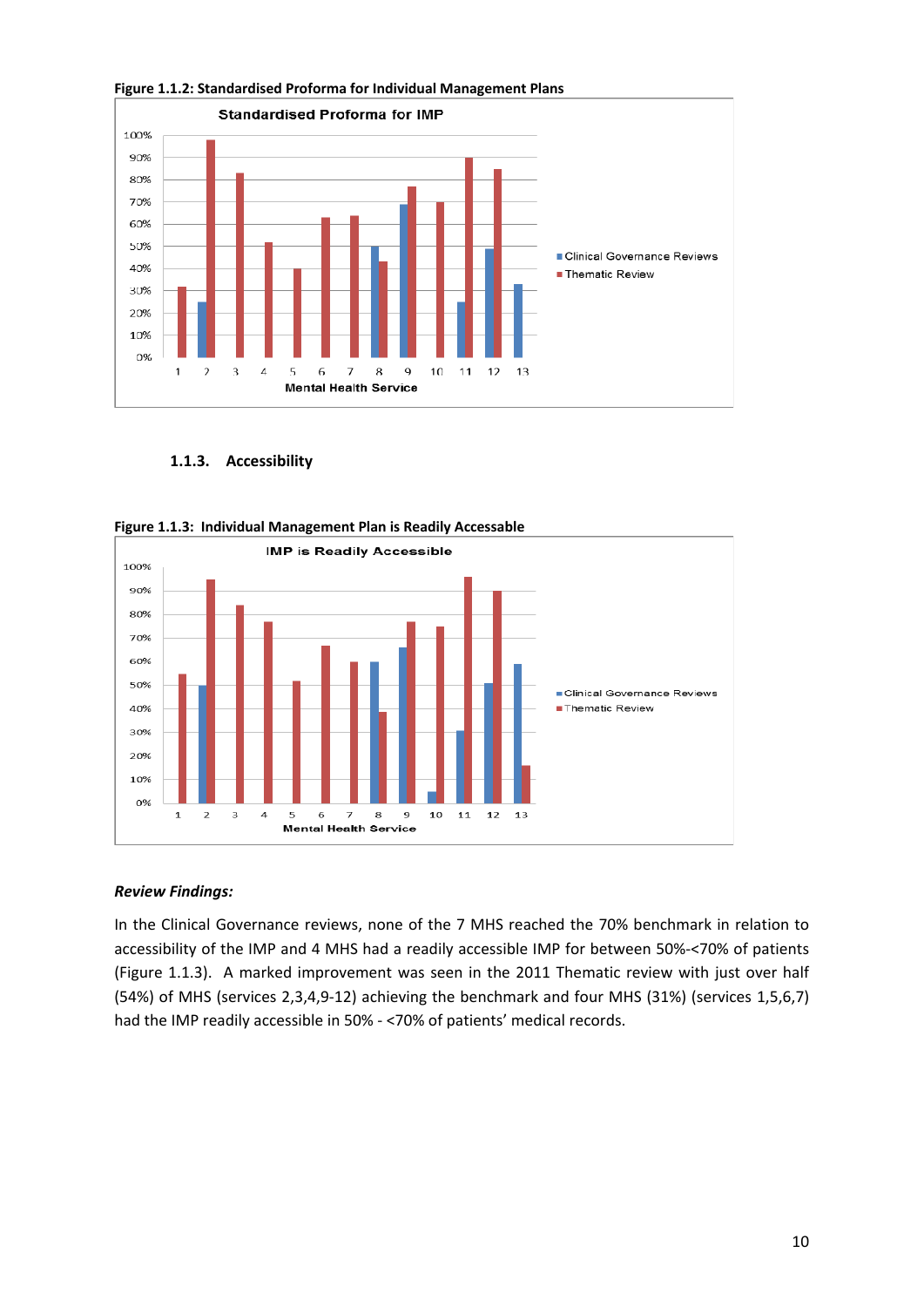**Figure 1.1.2: Standardised Proforma for Individual Management Plans**

### 1.1.3. Accessibility

**Figure 1.1.3: Individual Management Plan is Readily Accessable**

***Review Findings:***

In the Clinical Governance reviews, none of the 7 MHS reached the 70% benchmark in relation to accessibility of the IMP and 4 MHS had a readily accessible IMP for between 50%-<70% of patients (Figure 1.1.3). A marked improvement was seen in the 2011 Thematic review with just over half (54%) of MHS (services 2,3,4,9-12) achieving the benchmark and four MHS (31%) (services 1,5,6,7) had the IMP readily accessible in 50% - <70% of patients' medical records.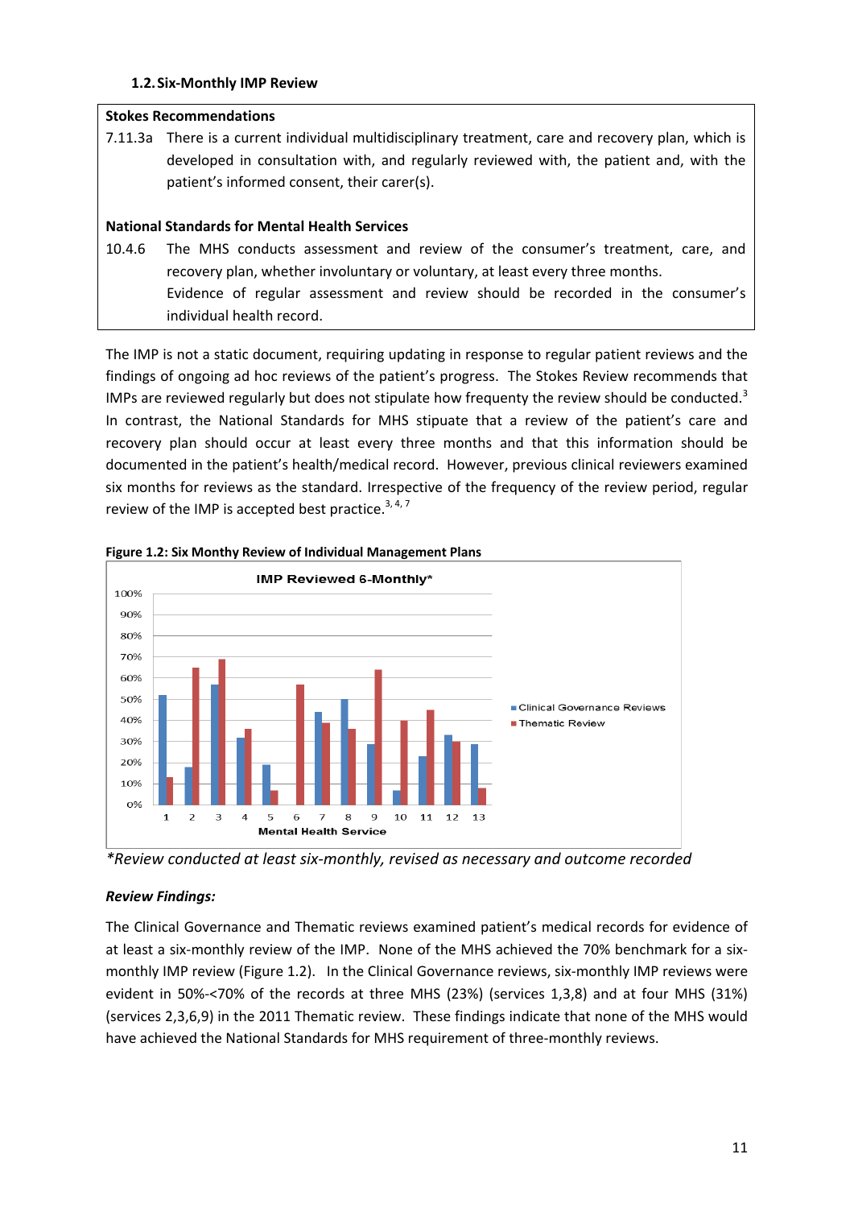### 1.2. Six-Monthly IMP Review

**Stokes Recommendations**

7.11.3a There is a current individual multidisciplinary treatment, care and recovery plan, which is developed in consultation with, and regularly reviewed with, the patient and, with the patient's informed consent, their carer(s).

**National Standards for Mental Health Services**

10.4.6 The MHS conducts assessment and review of the consumer's treatment, care, and recovery plan, whether involuntary or voluntary, at least every three months.
Evidence of regular assessment and review should be recorded in the consumer's individual health record.

The IMP is not a static document, requiring updating in response to regular patient reviews and the findings of ongoing ad hoc reviews of the patient's progress. The Stokes Review recommends that IMPs are reviewed regularly but does not stipulate how frequently the review should be conducted.[3] In contrast, the National Standards for MHS stipuate that a review of the patient's care and recovery plan should occur at least every three months and that this information should be documented in the patient's health/medical record. However, previous clinical reviewers examined six months for reviews as the standard. Irrespective of the frequency of the review period, regular review of the IMP is accepted best practice.[3, 4, 7]

**Figure 1.2: Six Monthy Review of Individual Management Plans**

*Review conducted at least six-monthly, revised as necessary and outcome recorded*

***Review Findings:***

The Clinical Governance and Thematic reviews examined patient's medical records for evidence of at least a six-monthly review of the IMP. None of the MHS achieved the 70% benchmark for a six-monthly IMP review (Figure 1.2). In the Clinical Governance reviews, six-monthly IMP reviews were evident in 50%-<70% of the records at three MHS (23%) (services 1,3,8) and at four MHS (31%) (services 2,3,6,9) in the 2011 Thematic review. These findings indicate that none of the MHS would have achieved the National Standards for MHS requirement of three-monthly reviews.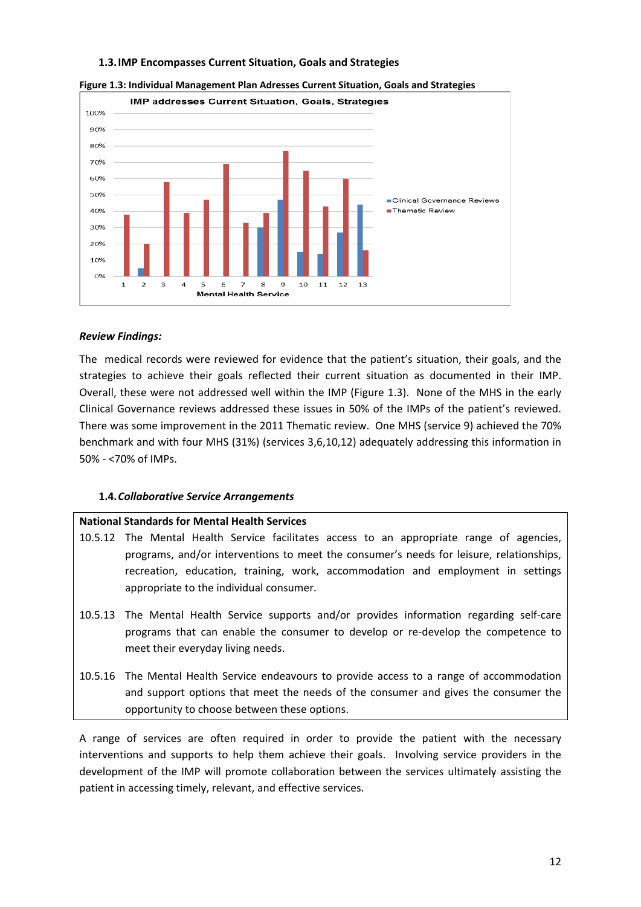### 1.3. IMP Encompasses Current Situation, Goals and Strategies

**Figure 1.3: Individual Management Plan Adresses Current Situation, Goals and Strategies**

***Review Findings:***

The medical records were reviewed for evidence that the patient's situation, their goals, and the strategies to achieve their goals reflected their current situation as documented in their IMP. Overall, these were not addressed well within the IMP (Figure 1.3). None of the MHS in the early Clinical Governance reviews addressed these issues in 50% of the IMPs of the patient's reviewed. There was some improvement in the 2011 Thematic review. One MHS (service 9) achieved the 70% benchmark and with four MHS (31%) (services 3,6,10,12) adequately addressing this information in 50% - <70% of IMPs.

### 1.4. *Collaborative Service Arrangements*

| **National Standards for Mental Health Services** | |
|---|---|
| 10.5.12 | The Mental Health Service facilitates access to an appropriate range of agencies, programs, and/or interventions to meet the consumer's needs for leisure, relationships, recreation, education, training, work, accommodation and employment in settings appropriate to the individual consumer. |
| 10.5.13 | The Mental Health Service supports and/or provides information regarding self-care programs that can enable the consumer to develop or re-develop the competence to meet their everyday living needs. |
| 10.5.16 | The Mental Health Service endeavours to provide access to a range of accommodation and support options that meet the needs of the consumer and gives the consumer the opportunity to choose between these options. |

A range of services are often required in order to provide the patient with the necessary interventions and supports to help them achieve their goals. Involving service providers in the development of the IMP will promote collaboration between the services ultimately assisting the patient in accessing timely, relevant, and effective services.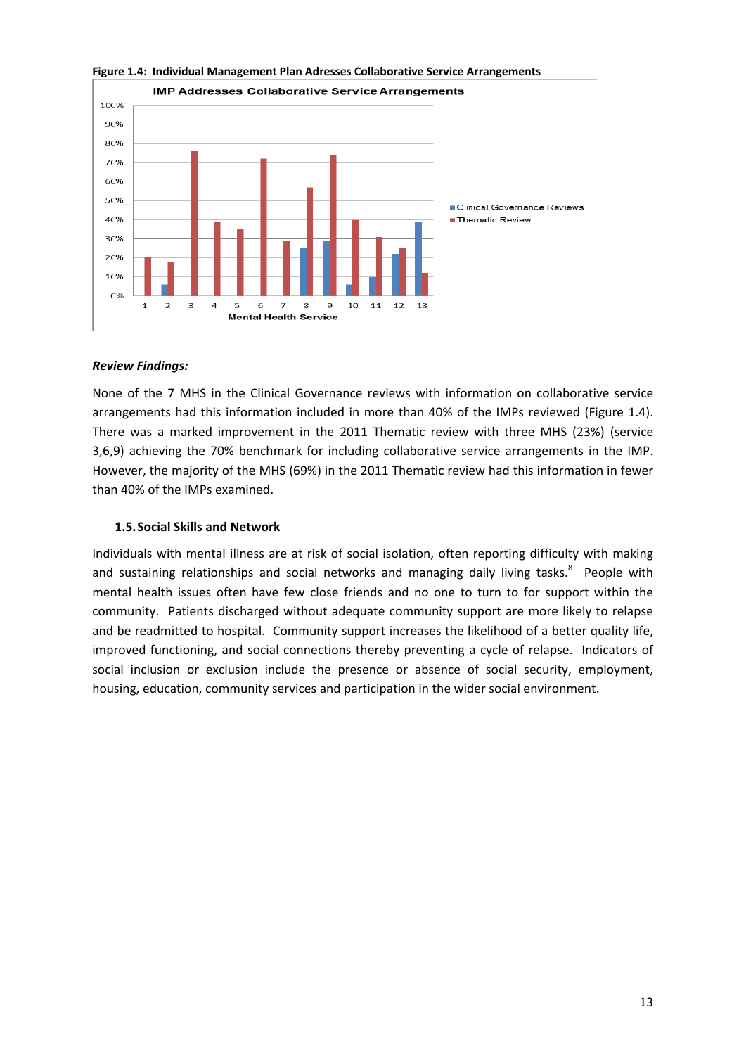**Figure 1.4: Individual Management Plan Adresses Collaborative Service Arrangements**

*Review Findings:*

None of the 7 MHS in the Clinical Governance reviews with information on collaborative service arrangements had this information included in more than 40% of the IMPs reviewed (Figure 1.4). There was a marked improvement in the 2011 Thematic review with three MHS (23%) (service 3,6,9) achieving the 70% benchmark for including collaborative service arrangements in the IMP. However, the majority of the MHS (69%) in the 2011 Thematic review had this information in fewer than 40% of the IMPs examined.

### 1.5. Social Skills and Network

Individuals with mental illness are at risk of social isolation, often reporting difficulty with making and sustaining relationships and social networks and managing daily living tasks.[8] People with mental health issues often have few close friends and no one to turn to for support within the community. Patients discharged without adequate community support are more likely to relapse and be readmitted to hospital. Community support increases the likelihood of a better quality life, improved functioning, and social connections thereby preventing a cycle of relapse. Indicators of social inclusion or exclusion include the presence or absence of social security, employment, housing, education, community services and participation in the wider social environment.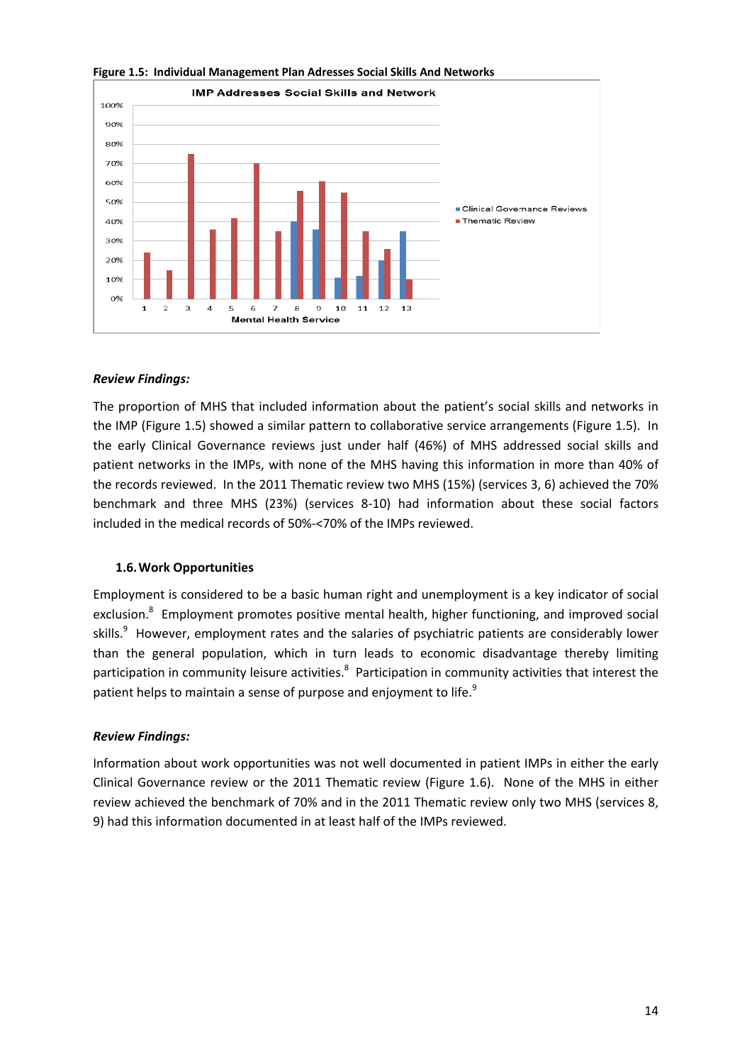**Figure 1.5: Individual Management Plan Adresses Social Skills And Networks**

***Review Findings:***

The proportion of MHS that included information about the patient's social skills and networks in the IMP (Figure 1.5) showed a similar pattern to collaborative service arrangements (Figure 1.5). In the early Clinical Governance reviews just under half (46%) of MHS addressed social skills and patient networks in the IMPs, with none of the MHS having this information in more than 40% of the records reviewed. In the 2011 Thematic review two MHS (15%) (services 3, 6) achieved the 70% benchmark and three MHS (23%) (services 8-10) had information about these social factors included in the medical records of 50%-<70% of the IMPs reviewed.

### 1.6. Work Opportunities

Employment is considered to be a basic human right and unemployment is a key indicator of social exclusion.[8] Employment promotes positive mental health, higher functioning, and improved social skills.[9] However, employment rates and the salaries of psychiatric patients are considerably lower than the general population, which in turn leads to economic disadvantage thereby limiting participation in community leisure activities.[8] Participation in community activities that interest the patient helps to maintain a sense of purpose and enjoyment to life.[9]

***Review Findings:***

Information about work opportunities was not well documented in patient IMPs in either the early Clinical Governance review or the 2011 Thematic review (Figure 1.6). None of the MHS in either review achieved the benchmark of 70% and in the 2011 Thematic review only two MHS (services 8, 9) had this information documented in at least half of the IMPs reviewed.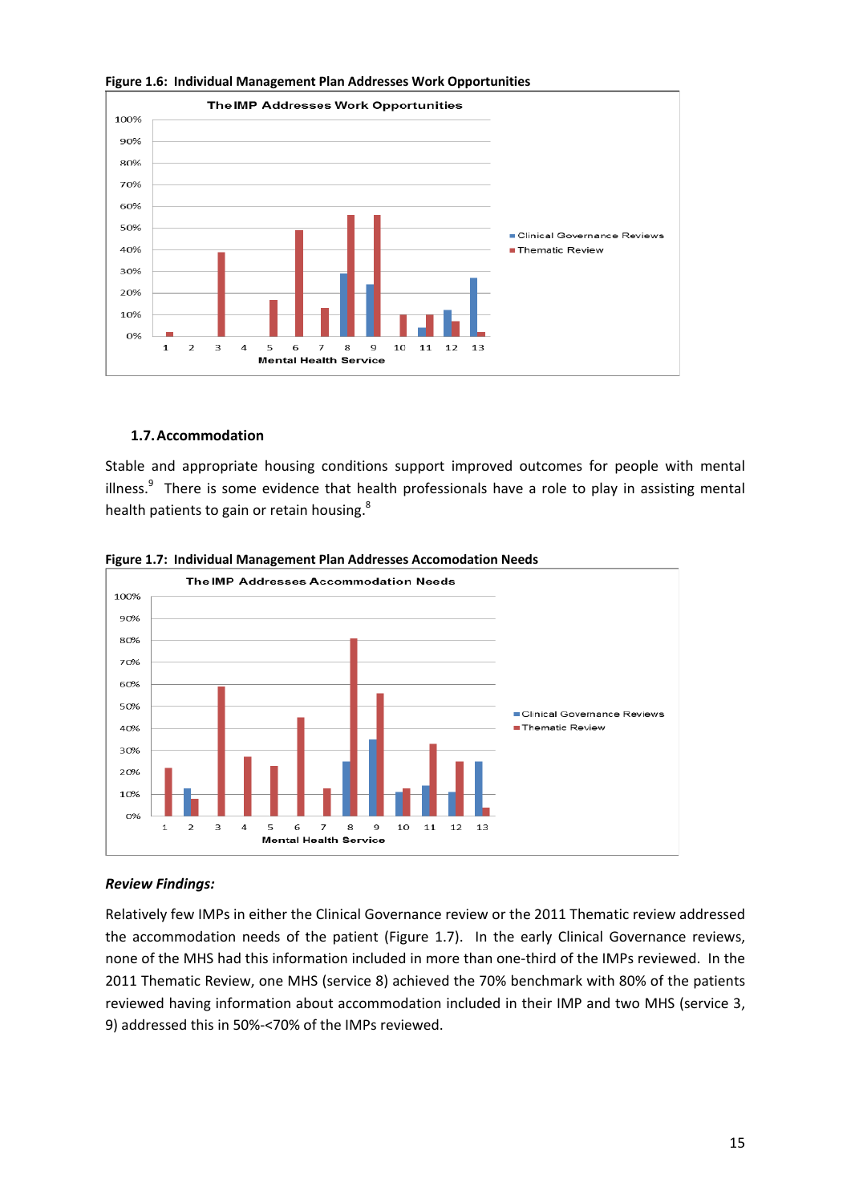**Figure 1.6: Individual Management Plan Addresses Work Opportunities**

## 1.7. Accommodation

Stable and appropriate housing conditions support improved outcomes for people with mental illness.[9] There is some evidence that health professionals have a role to play in assisting mental health patients to gain or retain housing.[8]

**Figure 1.7: Individual Management Plan Addresses Accomodation Needs**

***Review Findings:***

Relatively few IMPs in either the Clinical Governance review or the 2011 Thematic review addressed the accommodation needs of the patient (Figure 1.7). In the early Clinical Governance reviews, none of the MHS had this information included in more than one-third of the IMPs reviewed. In the 2011 Thematic Review, one MHS (service 8) achieved the 70% benchmark with 80% of the patients reviewed having information about accommodation included in their IMP and two MHS (service 3, 9) addressed this in 50%-<70% of the IMPs reviewed.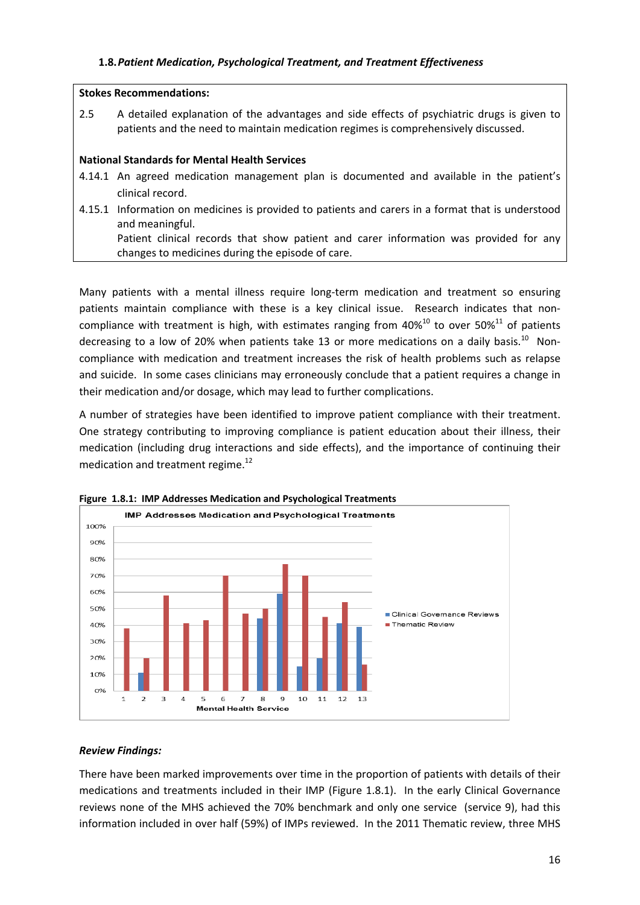### 1.8. *Patient Medication, Psychological Treatment, and Treatment Effectiveness*

**Stokes Recommendations:**

2.5 A detailed explanation of the advantages and side effects of psychiatric drugs is given to patients and the need to maintain medication regimes is comprehensively discussed.

**National Standards for Mental Health Services**

4.14.1 An agreed medication management plan is documented and available in the patient's clinical record.

4.15.1 Information on medicines is provided to patients and carers in a format that is understood and meaningful.
Patient clinical records that show patient and carer information was provided for any changes to medicines during the episode of care.

Many patients with a mental illness require long-term medication and treatment so ensuring patients maintain compliance with these is a key clinical issue. Research indicates that non-compliance with treatment is high, with estimates ranging from 40%[10] to over 50%[11] of patients decreasing to a low of 20% when patients take 13 or more medications on a daily basis.[10] Non-compliance with medication and treatment increases the risk of health problems such as relapse and suicide. In some cases clinicians may erroneously conclude that a patient requires a change in their medication and/or dosage, which may lead to further complications.

A number of strategies have been identified to improve patient compliance with their treatment. One strategy contributing to improving compliance is patient education about their illness, their medication (including drug interactions and side effects), and the importance of continuing their medication and treatment regime.[12]

**Figure 1.8.1: IMP Addresses Medication and Psychological Treatments**

*Review Findings:*

There have been marked improvements over time in the proportion of patients with details of their medications and treatments included in their IMP (Figure 1.8.1). In the early Clinical Governance reviews none of the MHS achieved the 70% benchmark and only one service (service 9), had this information included in over half (59%) of IMPs reviewed. In the 2011 Thematic review, three MHS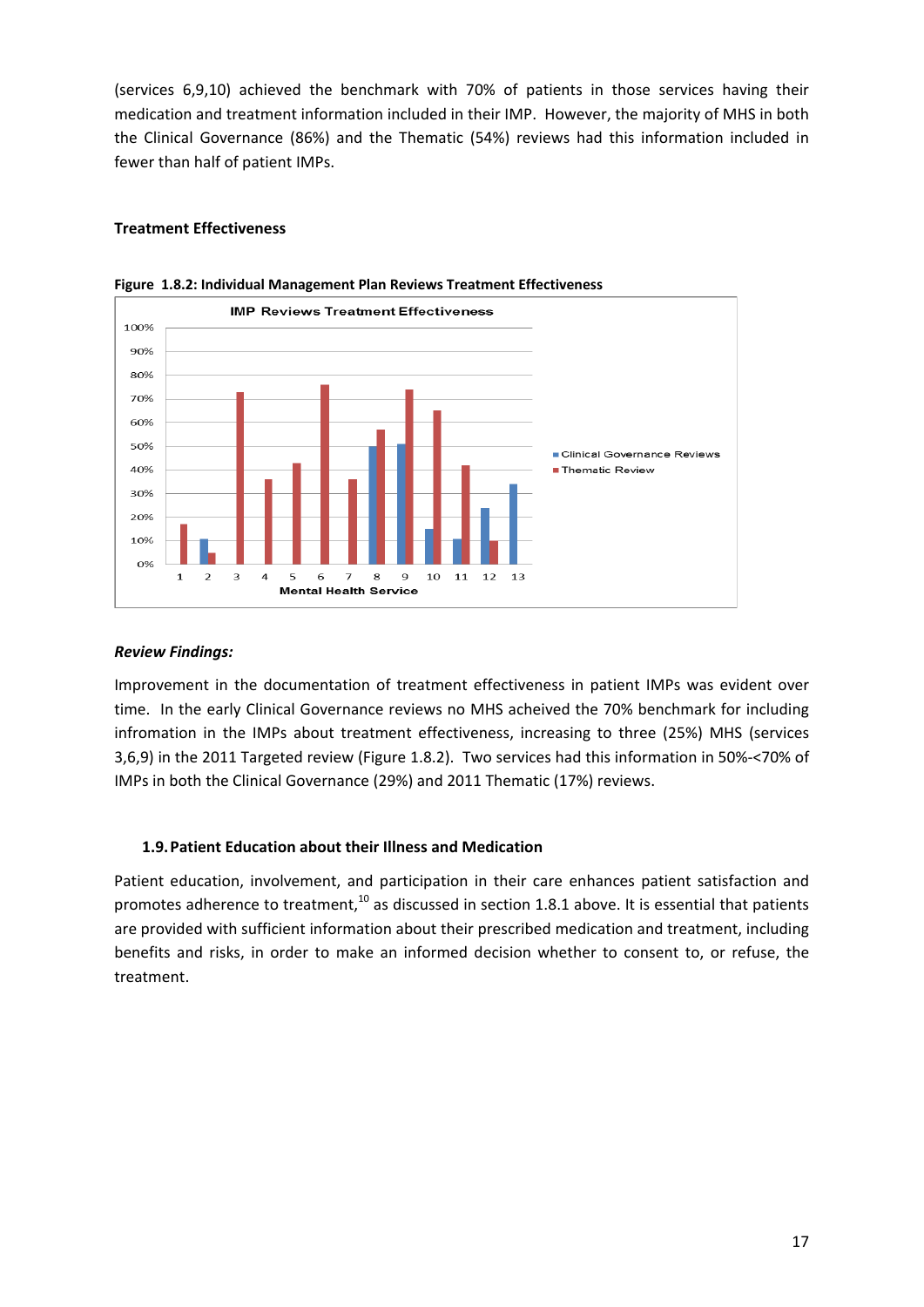(services 6,9,10) achieved the benchmark with 70% of patients in those services having their medication and treatment information included in their IMP. However, the majority of MHS in both the Clinical Governance (86%) and the Thematic (54%) reviews had this information included in fewer than half of patient IMPs.

**Treatment Effectiveness**

**Figure 1.8.2: Individual Management Plan Reviews Treatment Effectiveness**

***Review Findings:***

Improvement in the documentation of treatment effectiveness in patient IMPs was evident over time. In the early Clinical Governance reviews no MHS acheived the 70% benchmark for including infromation in the IMPs about treatment effectiveness, increasing to three (25%) MHS (services 3,6,9) in the 2011 Targeted review (Figure 1.8.2). Two services had this information in 50%-<70% of IMPs in both the Clinical Governance (29%) and 2011 Thematic (17%) reviews.

### 1.9. Patient Education about their Illness and Medication

Patient education, involvement, and participation in their care enhances patient satisfaction and promotes adherence to treatment,[10] as discussed in section 1.8.1 above. It is essential that patients are provided with sufficient information about their prescribed medication and treatment, including benefits and risks, in order to make an informed decision whether to consent to, or refuse, the treatment.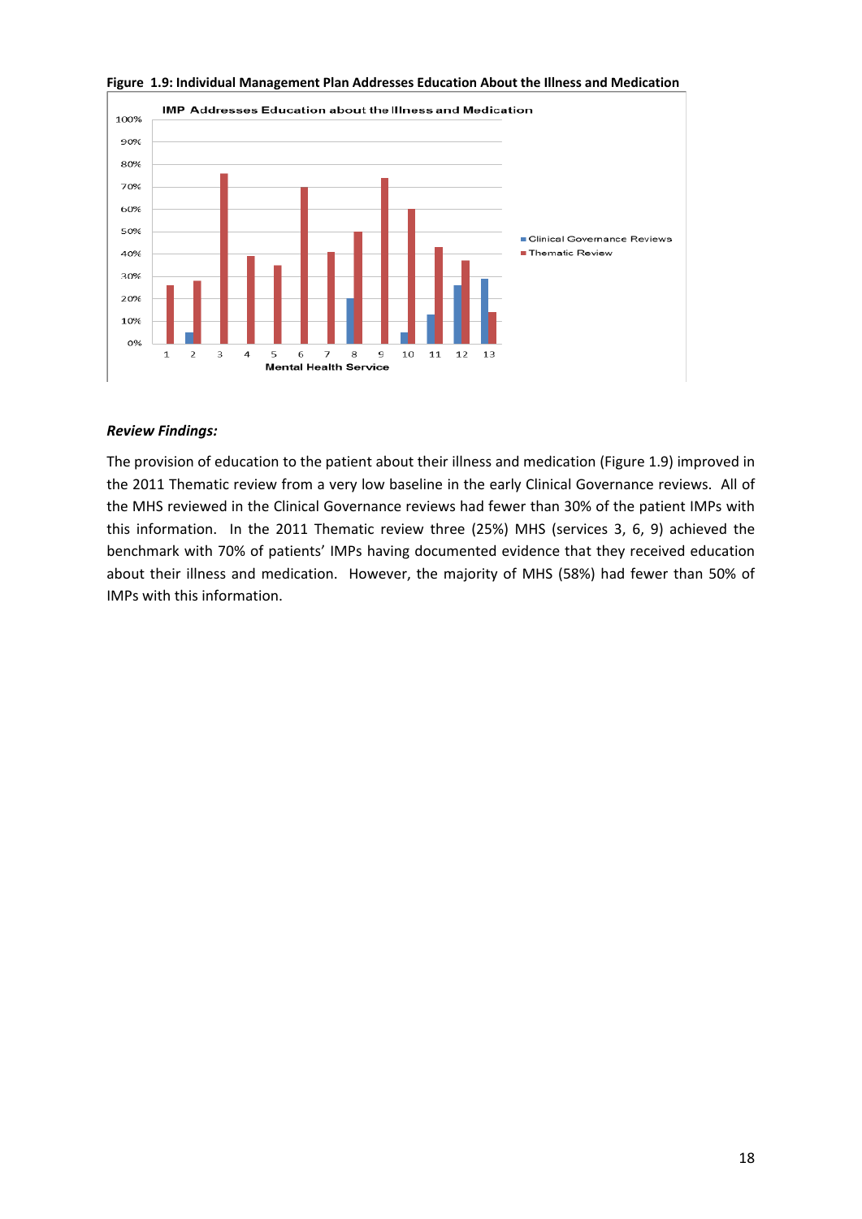**Figure 1.9: Individual Management Plan Addresses Education About the Illness and Medication**

***Review Findings:***

The provision of education to the patient about their illness and medication (Figure 1.9) improved in the 2011 Thematic review from a very low baseline in the early Clinical Governance reviews. All of the MHS reviewed in the Clinical Governance reviews had fewer than 30% of the patient IMPs with this information. In the 2011 Thematic review three (25%) MHS (services 3, 6, 9) achieved the benchmark with 70% of patients' IMPs having documented evidence that they received education about their illness and medication. However, the majority of MHS (58%) had fewer than 50% of IMPs with this information.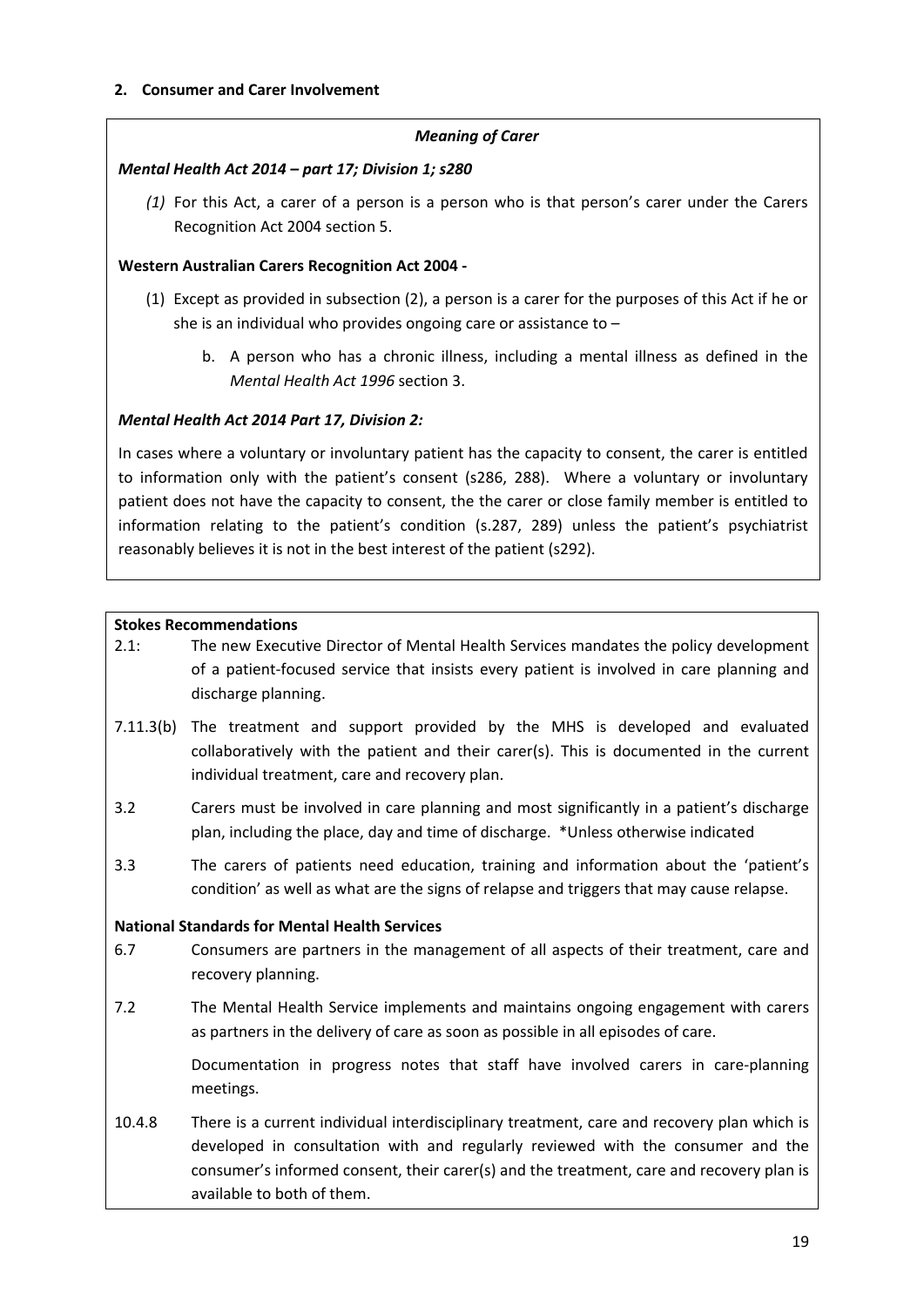## 2. Consumer and Carer Involvement

***Meaning of Carer***

***Mental Health Act 2014 – part 17; Division 1; s280***

*(1)* For this Act, a carer of a person is a person who is that person's carer under the Carers Recognition Act 2004 section 5.

**Western Australian Carers Recognition Act 2004 -**

(1) Except as provided in subsection (2), a person is a carer for the purposes of this Act if he or she is an individual who provides ongoing care or assistance to –

b. A person who has a chronic illness, including a mental illness as defined in the *Mental Health Act 1996* section 3.

***Mental Health Act 2014 Part 17, Division 2:***

In cases where a voluntary or involuntary patient has the capacity to consent, the carer is entitled to information only with the patient's consent (s286, 288). Where a voluntary or involuntary patient does not have the capacity to consent, the the carer or close family member is entitled to information relating to the patient's condition (s.287, 289) unless the patient's psychiatrist reasonably believes it is not in the best interest of the patient (s292).

**Stokes Recommendations**

2.1: The new Executive Director of Mental Health Services mandates the policy development of a patient-focused service that insists every patient is involved in care planning and discharge planning.

7.11.3(b) The treatment and support provided by the MHS is developed and evaluated collaboratively with the patient and their carer(s). This is documented in the current individual treatment, care and recovery plan.

3.2 Carers must be involved in care planning and most significantly in a patient's discharge plan, including the place, day and time of discharge. *Unless otherwise indicated

3.3 The carers of patients need education, training and information about the 'patient's condition' as well as what are the signs of relapse and triggers that may cause relapse.

**National Standards for Mental Health Services**

6.7 Consumers are partners in the management of all aspects of their treatment, care and recovery planning.

7.2 The Mental Health Service implements and maintains ongoing engagement with carers as partners in the delivery of care as soon as possible in all episodes of care.

Documentation in progress notes that staff have involved carers in care-planning meetings.

10.4.8 There is a current individual interdisciplinary treatment, care and recovery plan which is developed in consultation with and regularly reviewed with the consumer and the consumer's informed consent, their carer(s) and the treatment, care and recovery plan is available to both of them.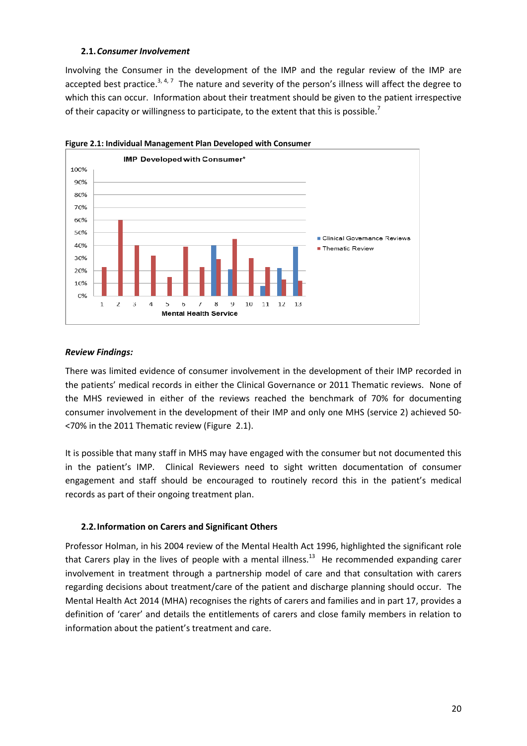### 2.1. *Consumer Involvement*

Involving the Consumer in the development of the IMP and the regular review of the IMP are accepted best practice.[3, 4, 7] The nature and severity of the person's illness will affect the degree to which this can occur. Information about their treatment should be given to the patient irrespective of their capacity or willingness to participate, to the extent that this is possible.[7]

**Figure 2.1: Individual Management Plan Developed with Consumer**

***Review Findings:***

There was limited evidence of consumer involvement in the development of their IMP recorded in the patients' medical records in either the Clinical Governance or 2011 Thematic reviews. None of the MHS reviewed in either of the reviews reached the benchmark of 70% for documenting consumer involvement in the development of their IMP and only one MHS (service 2) achieved 50-<70% in the 2011 Thematic review (Figure 2.1).

It is possible that many staff in MHS may have engaged with the consumer but not documented this in the patient's IMP. Clinical Reviewers need to sight written documentation of consumer engagement and staff should be encouraged to routinely record this in the patient's medical records as part of their ongoing treatment plan.

### 2.2. Information on Carers and Significant Others

Professor Holman, in his 2004 review of the Mental Health Act 1996, highlighted the significant role that Carers play in the lives of people with a mental illness.[13] He recommended expanding carer involvement in treatment through a partnership model of care and that consultation with carers regarding decisions about treatment/care of the patient and discharge planning should occur. The Mental Health Act 2014 (MHA) recognises the rights of carers and families and in part 17, provides a definition of 'carer' and details the entitlements of carers and close family members in relation to information about the patient's treatment and care.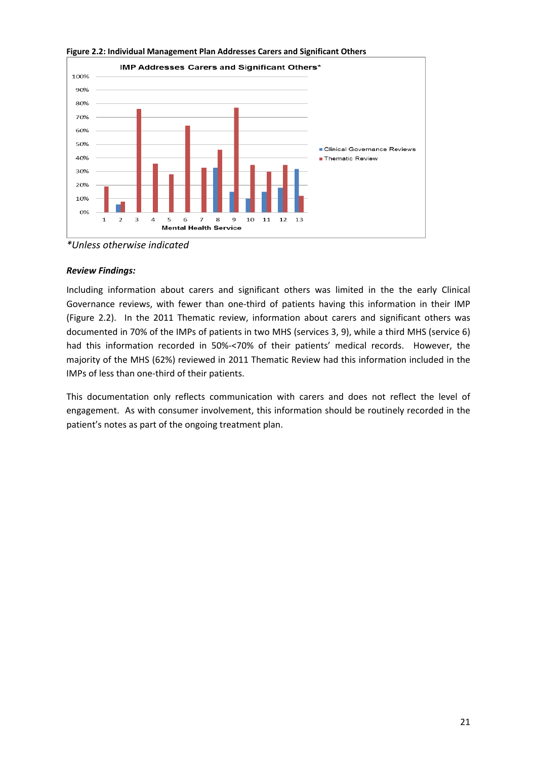**Figure 2.2: Individual Management Plan Addresses Carers and Significant Others**

*Unless otherwise indicated

***Review Findings:***

Including information about carers and significant others was limited in the the early Clinical Governance reviews, with fewer than one-third of patients having this information in their IMP (Figure 2.2). In the 2011 Thematic review, information about carers and significant others was documented in 70% of the IMPs of patients in two MHS (services 3, 9), while a third MHS (service 6) had this information recorded in 50%-<70% of their patients' medical records. However, the majority of the MHS (62%) reviewed in 2011 Thematic Review had this information included in the IMPs of less than one-third of their patients.

This documentation only reflects communication with carers and does not reflect the level of engagement. As with consumer involvement, this information should be routinely recorded in the patient's notes as part of the ongoing treatment plan.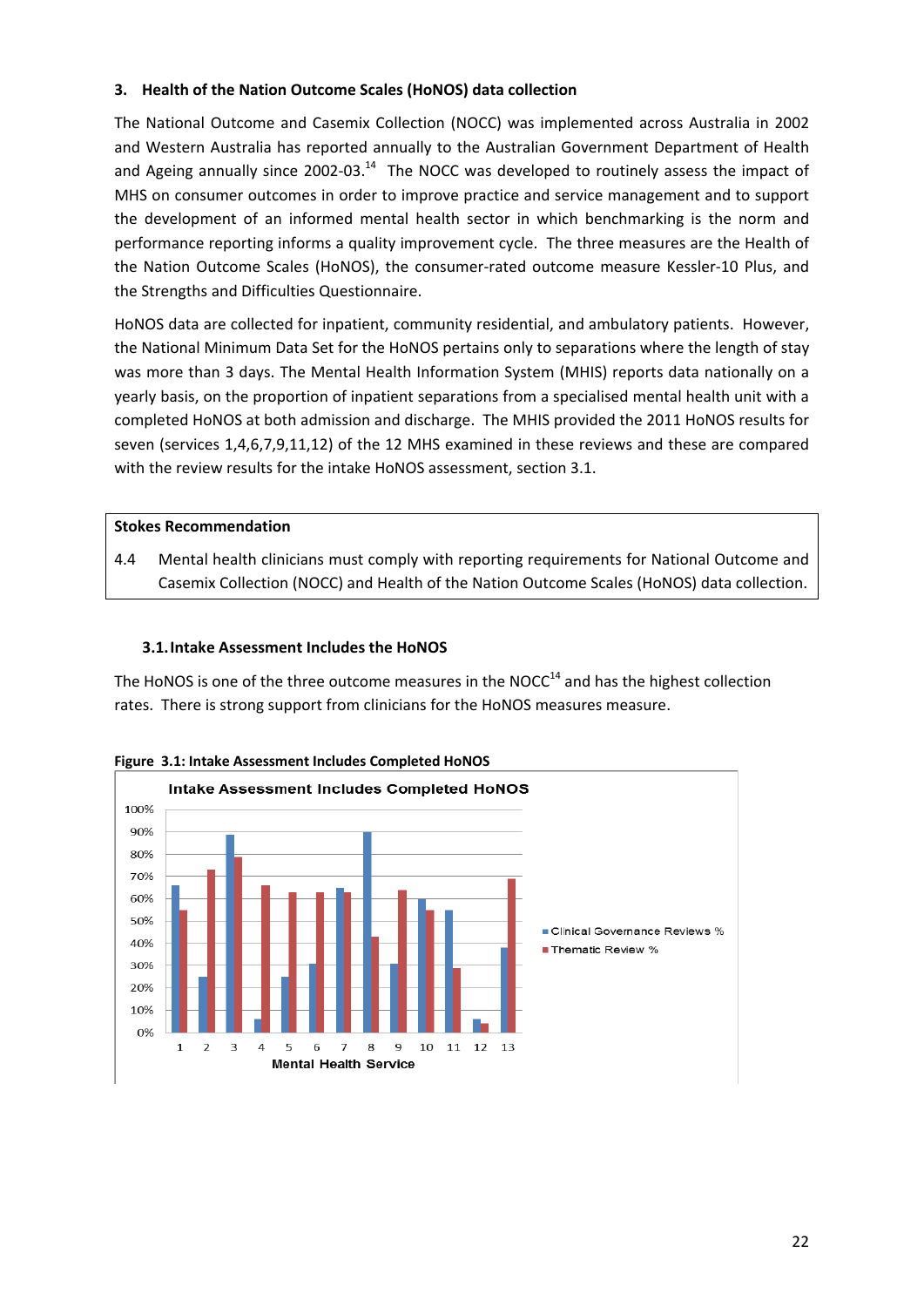## 3. Health of the Nation Outcome Scales (HoNOS) data collection

The National Outcome and Casemix Collection (NOCC) was implemented across Australia in 2002 and Western Australia has reported annually to the Australian Government Department of Health and Ageing annually since 2002-03.[14] The NOCC was developed to routinely assess the impact of MHS on consumer outcomes in order to improve practice and service management and to support the development of an informed mental health sector in which benchmarking is the norm and performance reporting informs a quality improvement cycle. The three measures are the Health of the Nation Outcome Scales (HoNOS), the consumer-rated outcome measure Kessler-10 Plus, and the Strengths and Difficulties Questionnaire.

HoNOS data are collected for inpatient, community residential, and ambulatory patients. However, the National Minimum Data Set for the HoNOS pertains only to separations where the length of stay was more than 3 days. The Mental Health Information System (MHIS) reports data nationally on a yearly basis, on the proportion of inpatient separations from a specialised mental health unit with a completed HoNOS at both admission and discharge. The MHIS provided the 2011 HoNOS results for seven (services 1,4,6,7,9,11,12) of the 12 MHS examined in these reviews and these are compared with the review results for the intake HoNOS assessment, section 3.1.

**Stokes Recommendation**

4.4 Mental health clinicians must comply with reporting requirements for National Outcome and Casemix Collection (NOCC) and Health of the Nation Outcome Scales (HoNOS) data collection.

### 3.1. Intake Assessment Includes the HoNOS

The HoNOS is one of the three outcome measures in the NOCC[14] and has the highest collection rates. There is strong support from clinicians for the HoNOS measures measure.

**Figure 3.1: Intake Assessment Includes Completed HoNOS**

Intake Assessment Includes Completed HoNOS

| Mental Health Service | Clinical Governance Reviews % | Thematic Review % |
|---|---|---|
| 1 | 66% | 55% |
| 2 | 25% | 73% |
| 3 | 89% | 79% |
| 4 | 6% | 66% |
| 5 | 25% | 63% |
| 6 | 31% | 63% |
| 7 | 65% | 63% |
| 8 | 90% | 43% |
| 9 | 31% | 64% |
| 10 | 60% | 55% |
| 11 | 55% | 29% |
| 12 | 6% | 4% |
| 13 | 38% | 69% |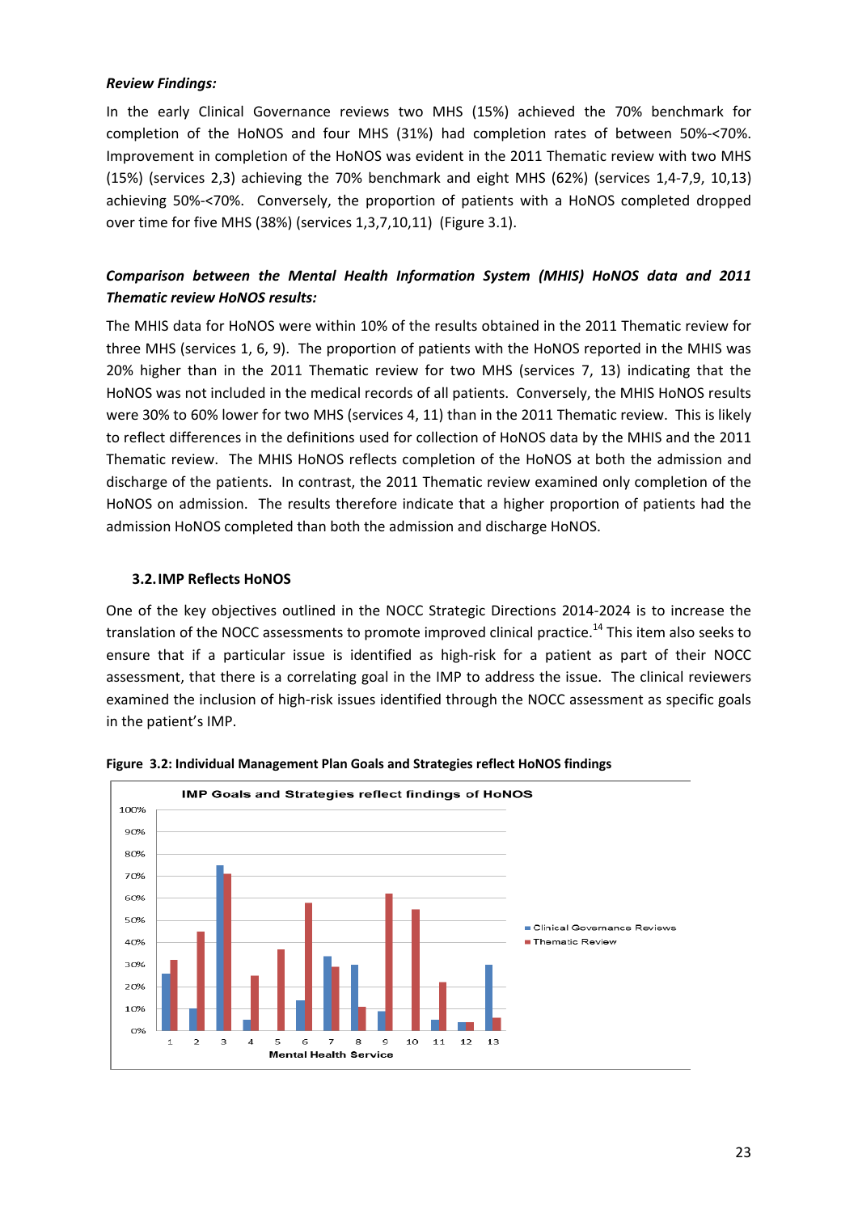***Review Findings:***

In the early Clinical Governance reviews two MHS (15%) achieved the 70% benchmark for completion of the HoNOS and four MHS (31%) had completion rates of between 50%-<70%. Improvement in completion of the HoNOS was evident in the 2011 Thematic review with two MHS (15%) (services 2,3) achieving the 70% benchmark and eight MHS (62%) (services 1,4-7,9, 10,13) achieving 50%-<70%. Conversely, the proportion of patients with a HoNOS completed dropped over time for five MHS (38%) (services 1,3,7,10,11) (Figure 3.1).

***Comparison between the Mental Health Information System (MHIS) HoNOS data and 2011 Thematic review HoNOS results:***

The MHIS data for HoNOS were within 10% of the results obtained in the 2011 Thematic review for three MHS (services 1, 6, 9). The proportion of patients with the HoNOS reported in the MHIS was 20% higher than in the 2011 Thematic review for two MHS (services 7, 13) indicating that the HoNOS was not included in the medical records of all patients. Conversely, the MHIS HoNOS results were 30% to 60% lower for two MHS (services 4, 11) than in the 2011 Thematic review. This is likely to reflect differences in the definitions used for collection of HoNOS data by the MHIS and the 2011 Thematic review. The MHIS HoNOS reflects completion of the HoNOS at both the admission and discharge of the patients. In contrast, the 2011 Thematic review examined only completion of the HoNOS on admission. The results therefore indicate that a higher proportion of patients had the admission HoNOS completed than both the admission and discharge HoNOS.

### 3.2. IMP Reflects HoNOS

One of the key objectives outlined in the NOCC Strategic Directions 2014-2024 is to increase the translation of the NOCC assessments to promote improved clinical practice.[14] This item also seeks to ensure that if a particular issue is identified as high-risk for a patient as part of their NOCC assessment, that there is a correlating goal in the IMP to address the issue. The clinical reviewers examined the inclusion of high-risk issues identified through the NOCC assessment as specific goals in the patient's IMP.

**Figure 3.2: Individual Management Plan Goals and Strategies reflect HoNOS findings**

**IMP Goals and Strategies reflect findings of HoNOS**

| Mental Health Service | Clinical Governance Reviews | Thematic Review |
|---|---|---|
| 1 | 26% | 32% |
| 2 | 10% | 45% |
| 3 | 75% | 71% |
| 4 | 5% | 25% |
| 5 | 0% | 37% |
| 6 | 14% | 58% |
| 7 | 34% | 29% |
| 8 | 30% | 11% |
| 9 | 9% | 62% |
| 10 | 0% | 55% |
| 11 | 5% | 22% |
| 12 | 4% | 4% |
| 13 | 30% | 6% |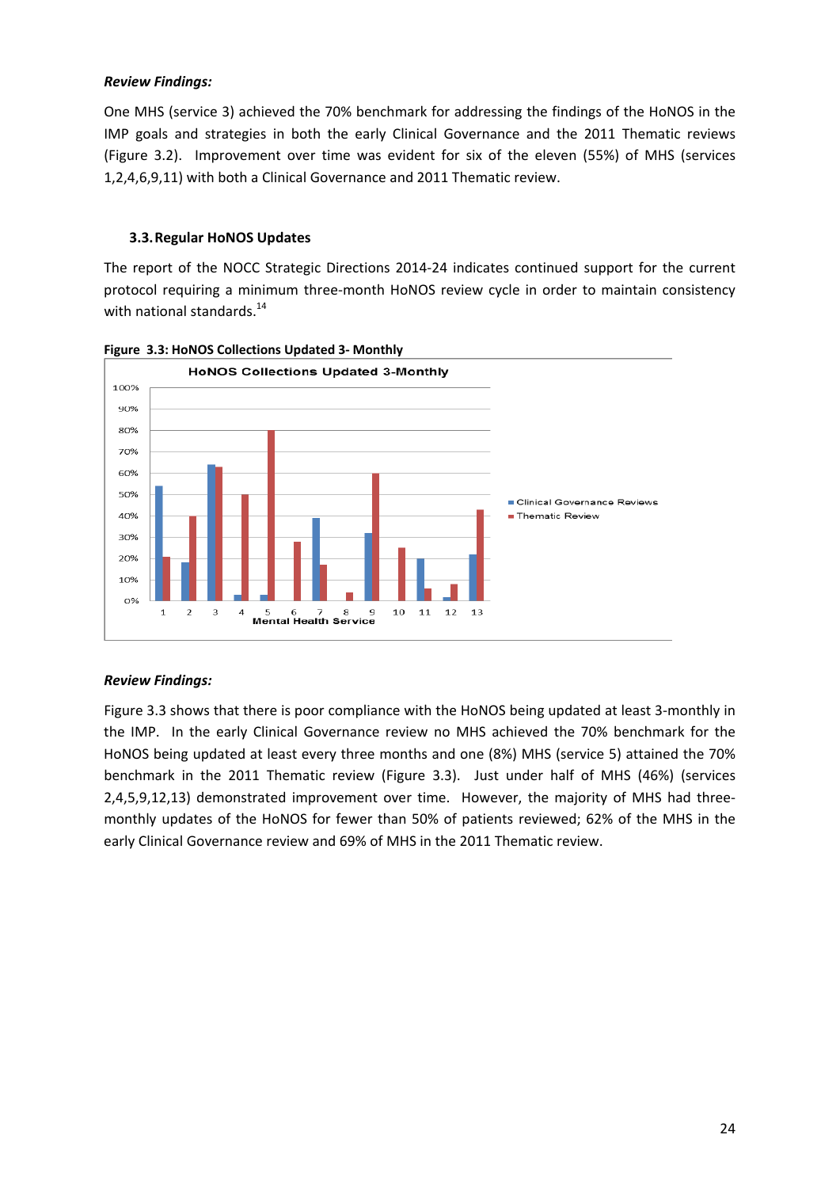***Review Findings:***

One MHS (service 3) achieved the 70% benchmark for addressing the findings of the HoNOS in the IMP goals and strategies in both the early Clinical Governance and the 2011 Thematic reviews (Figure 3.2). Improvement over time was evident for six of the eleven (55%) of MHS (services 1,2,4,6,9,11) with both a Clinical Governance and 2011 Thematic review.

### 3.3. Regular HoNOS Updates

The report of the NOCC Strategic Directions 2014-24 indicates continued support for the current protocol requiring a minimum three-month HoNOS review cycle in order to maintain consistency with national standards.[14]

**Figure 3.3: HoNOS Collections Updated 3- Monthly**

***Review Findings:***

Figure 3.3 shows that there is poor compliance with the HoNOS being updated at least 3-monthly in the IMP. In the early Clinical Governance review no MHS achieved the 70% benchmark for the HoNOS being updated at least every three months and one (8%) MHS (service 5) attained the 70% benchmark in the 2011 Thematic review (Figure 3.3). Just under half of MHS (46%) (services 2,4,5,9,12,13) demonstrated improvement over time. However, the majority of MHS had three-monthly updates of the HoNOS for fewer than 50% of patients reviewed; 62% of the MHS in the early Clinical Governance review and 69% of MHS in the 2011 Thematic review.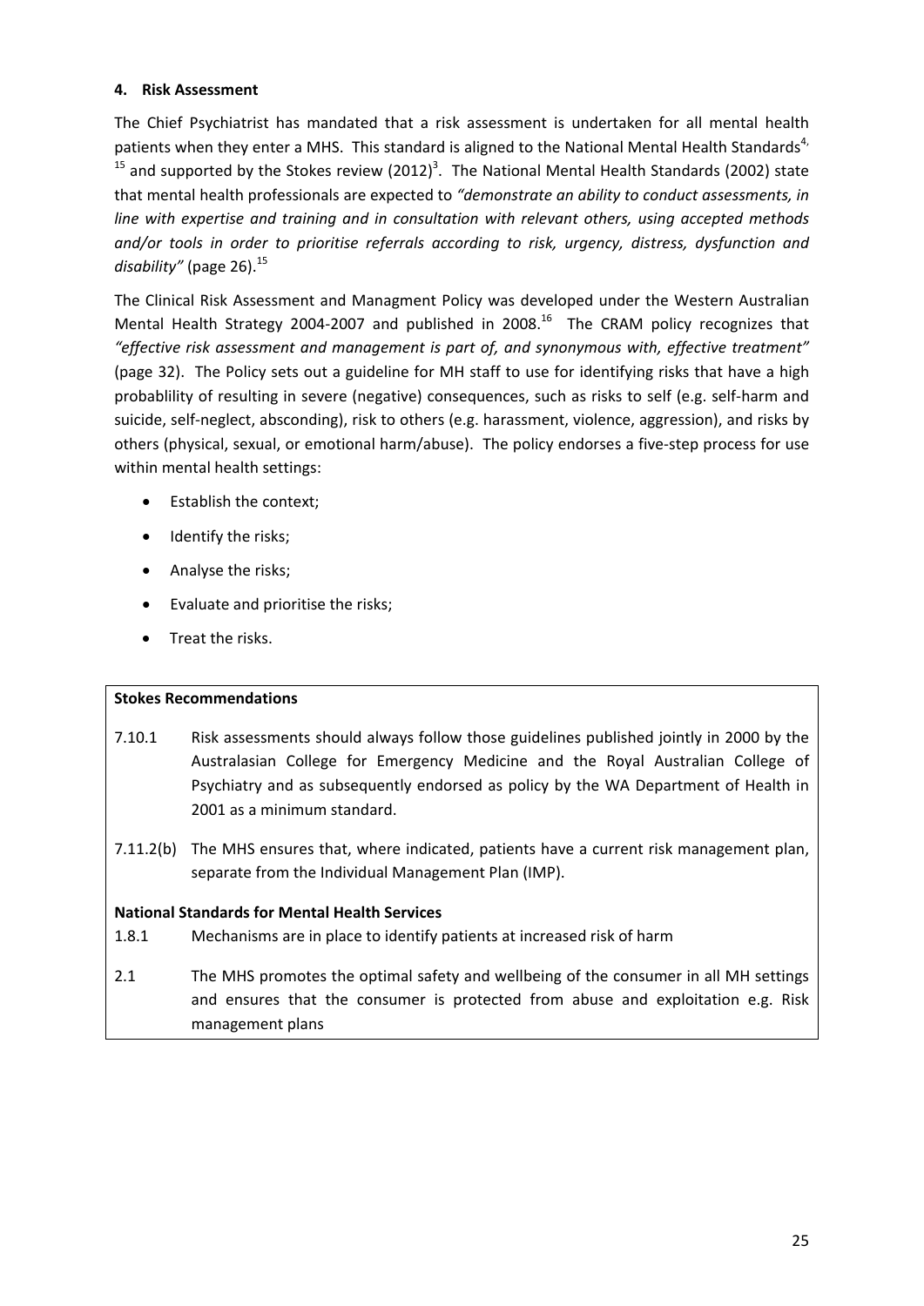#### 4. Risk Assessment

The Chief Psychiatrist has mandated that a risk assessment is undertaken for all mental health patients when they enter a MHS. This standard is aligned to the National Mental Health Standards[4, 15] and supported by the Stokes review (2012)[3]. The National Mental Health Standards (2002) state that mental health professionals are expected to *"demonstrate an ability to conduct assessments, in line with expertise and training and in consultation with relevant others, using accepted methods and/or tools in order to prioritise referrals according to risk, urgency, distress, dysfunction and disability"* (page 26).[15]

The Clinical Risk Assessment and Managment Policy was developed under the Western Australian Mental Health Strategy 2004-2007 and published in 2008.[16] The CRAM policy recognizes that *"effective risk assessment and management is part of, and synonymous with, effective treatment"* (page 32). The Policy sets out a guideline for MH staff to use for identifying risks that have a high probablility of resulting in severe (negative) consequences, such as risks to self (e.g. self-harm and suicide, self-neglect, absconding), risk to others (e.g. harassment, violence, aggression), and risks by others (physical, sexual, or emotional harm/abuse). The policy endorses a five-step process for use within mental health settings:

- Establish the context;
- Identify the risks;
- Analyse the risks;
- Evaluate and prioritise the risks;
- Treat the risks.

**Stokes Recommendations**

| | |
|---|---|
| 7.10.1 | Risk assessments should always follow those guidelines published jointly in 2000 by the Australasian College for Emergency Medicine and the Royal Australian College of Psychiatry and as subsequently endorsed as policy by the WA Department of Health in 2001 as a minimum standard. |
| 7.11.2(b) | The MHS ensures that, where indicated, patients have a current risk management plan, separate from the Individual Management Plan (IMP). |

**National Standards for Mental Health Services**

| | |
|---|---|
| 1.8.1 | Mechanisms are in place to identify patients at increased risk of harm |
| 2.1 | The MHS promotes the optimal safety and wellbeing of the consumer in all MH settings and ensures that the consumer is protected from abuse and exploitation e.g. Risk management plans |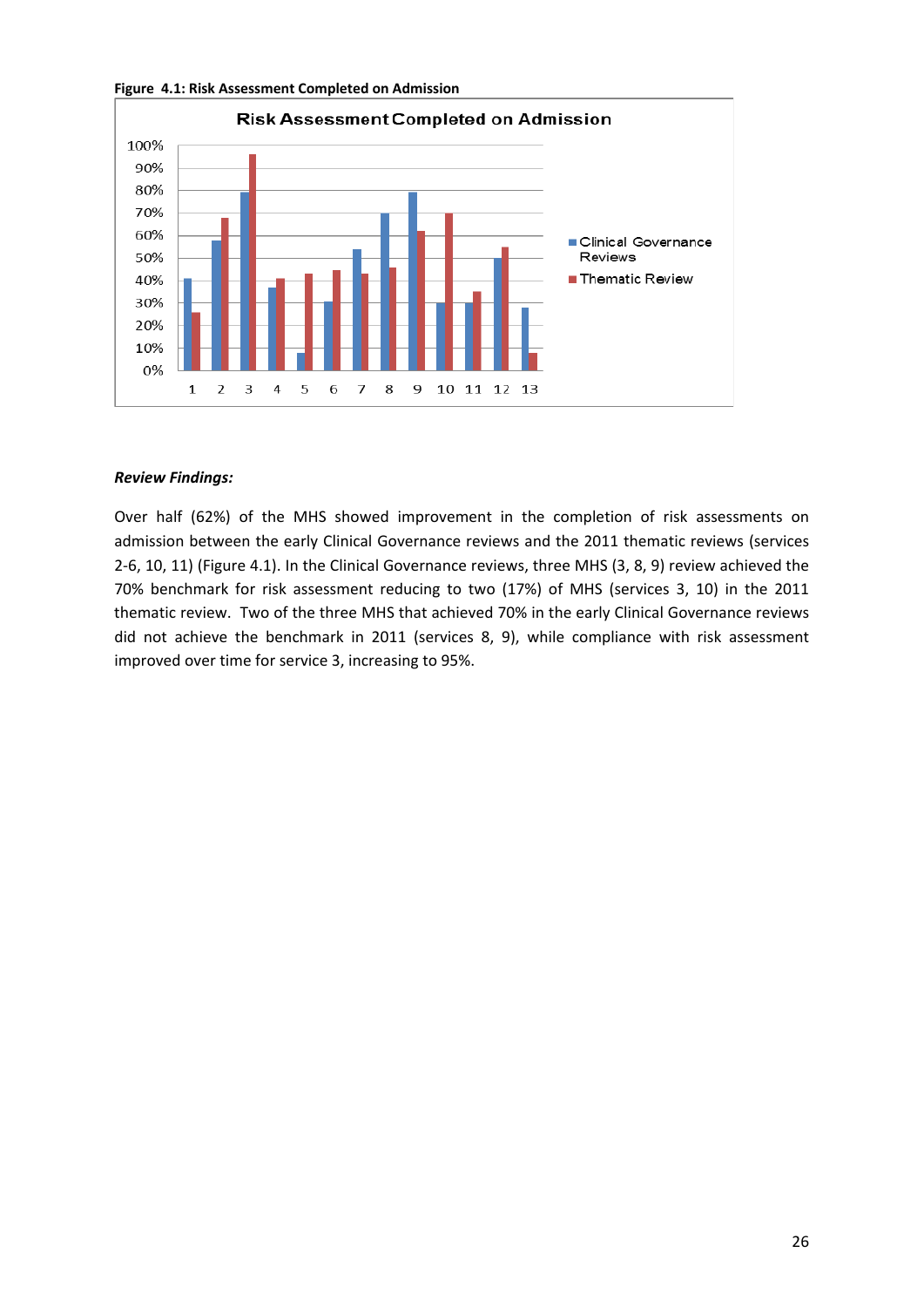**Figure 4.1: Risk Assessment Completed on Admission**

***Review Findings:***

Over half (62%) of the MHS showed improvement in the completion of risk assessments on admission between the early Clinical Governance reviews and the 2011 thematic reviews (services 2-6, 10, 11) (Figure 4.1). In the Clinical Governance reviews, three MHS (3, 8, 9) review achieved the 70% benchmark for risk assessment reducing to two (17%) of MHS (services 3, 10) in the 2011 thematic review. Two of the three MHS that achieved 70% in the early Clinical Governance reviews did not achieve the benchmark in 2011 (services 8, 9), while compliance with risk assessment improved over time for service 3, increasing to 95%.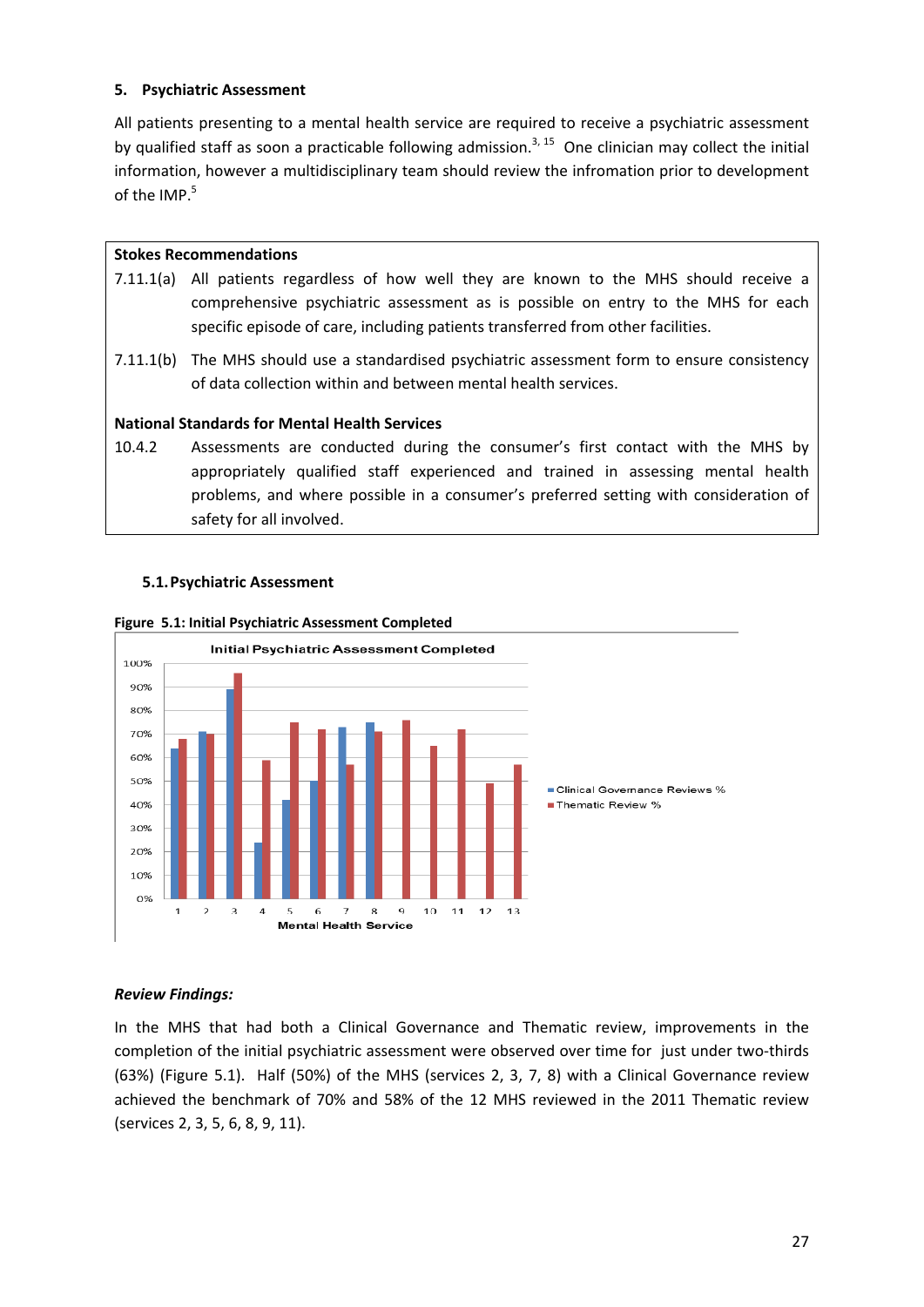## 5. Psychiatric Assessment

All patients presenting to a mental health service are required to receive a psychiatric assessment by qualified staff as soon a practicable following admission.[3, 15] One clinician may collect the initial information, however a multidisciplinary team should review the infromation prior to development of the IMP.[5]

**Stokes Recommendations**

| | |
|---|---|
| 7.11.1(a) | All patients regardless of how well they are known to the MHS should receive a comprehensive psychiatric assessment as is possible on entry to the MHS for each specific episode of care, including patients transferred from other facilities. |
| 7.11.1(b) | The MHS should use a standardised psychiatric assessment form to ensure consistency of data collection within and between mental health services. |

**National Standards for Mental Health Services**

| | |
|---|---|
| 10.4.2 | Assessments are conducted during the consumer's first contact with the MHS by appropriately qualified staff experienced and trained in assessing mental health problems, and where possible in a consumer's preferred setting with consideration of safety for all involved. |

### 5.1. Psychiatric Assessment

**Figure 5.1: Initial Psychiatric Assessment Completed**

*Review Findings:*

In the MHS that had both a Clinical Governance and Thematic review, improvements in the completion of the initial psychiatric assessment were observed over time for just under two-thirds (63%) (Figure 5.1). Half (50%) of the MHS (services 2, 3, 7, 8) with a Clinical Governance review achieved the benchmark of 70% and 58% of the 12 MHS reviewed in the 2011 Thematic review (services 2, 3, 5, 6, 8, 9, 11).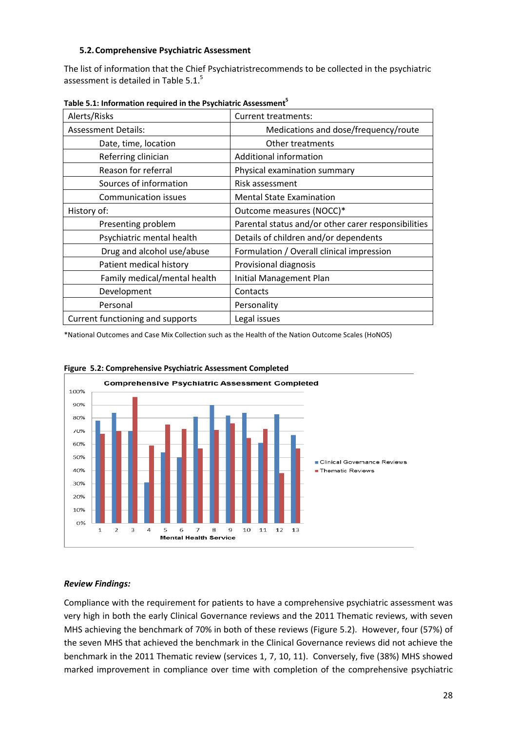### 5.2. Comprehensive Psychiatric Assessment

The list of information that the Chief Psychiatristrecommends to be collected in the psychiatric assessment is detailed in Table 5.1.[5]

**Table 5.1: Information required in the Psychiatric Assessment[5]**

| Alerts/Risks | Current treatments: |
|---|---|
| Assessment Details: | Medications and dose/frequency/route |
| Date, time, location | Other treatments |
| Referring clinician | Additional information |
| Reason for referral | Physical examination summary |
| Sources of information | Risk assessment |
| Communication issues | Mental State Examination |
| History of: | Outcome measures (NOCC)* |
| Presenting problem | Parental status and/or other carer responsibilities |
| Psychiatric mental health | Details of children and/or dependents |
| Drug and alcohol use/abuse | Formulation / Overall clinical impression |
| Patient medical history | Provisional diagnosis |
| Family medical/mental health | Initial Management Plan |
| Development | Contacts |
| Personal | Personality |
| Current functioning and supports | Legal issues |

*National Outcomes and Case Mix Collection such as the Health of the Nation Outcome Scales (HoNOS)

**Figure 5.2: Comprehensive Psychiatric Assessment Completed**

### *Review Findings:*

Compliance with the requirement for patients to have a comprehensive psychiatric assessment was very high in both the early Clinical Governance reviews and the 2011 Thematic reviews, with seven MHS achieving the benchmark of 70% in both of these reviews (Figure 5.2). However, four (57%) of the seven MHS that achieved the benchmark in the Clinical Governance reviews did not achieve the benchmark in the 2011 Thematic review (services 1, 7, 10, 11). Conversely, five (38%) MHS showed marked improvement in compliance over time with completion of the comprehensive psychiatric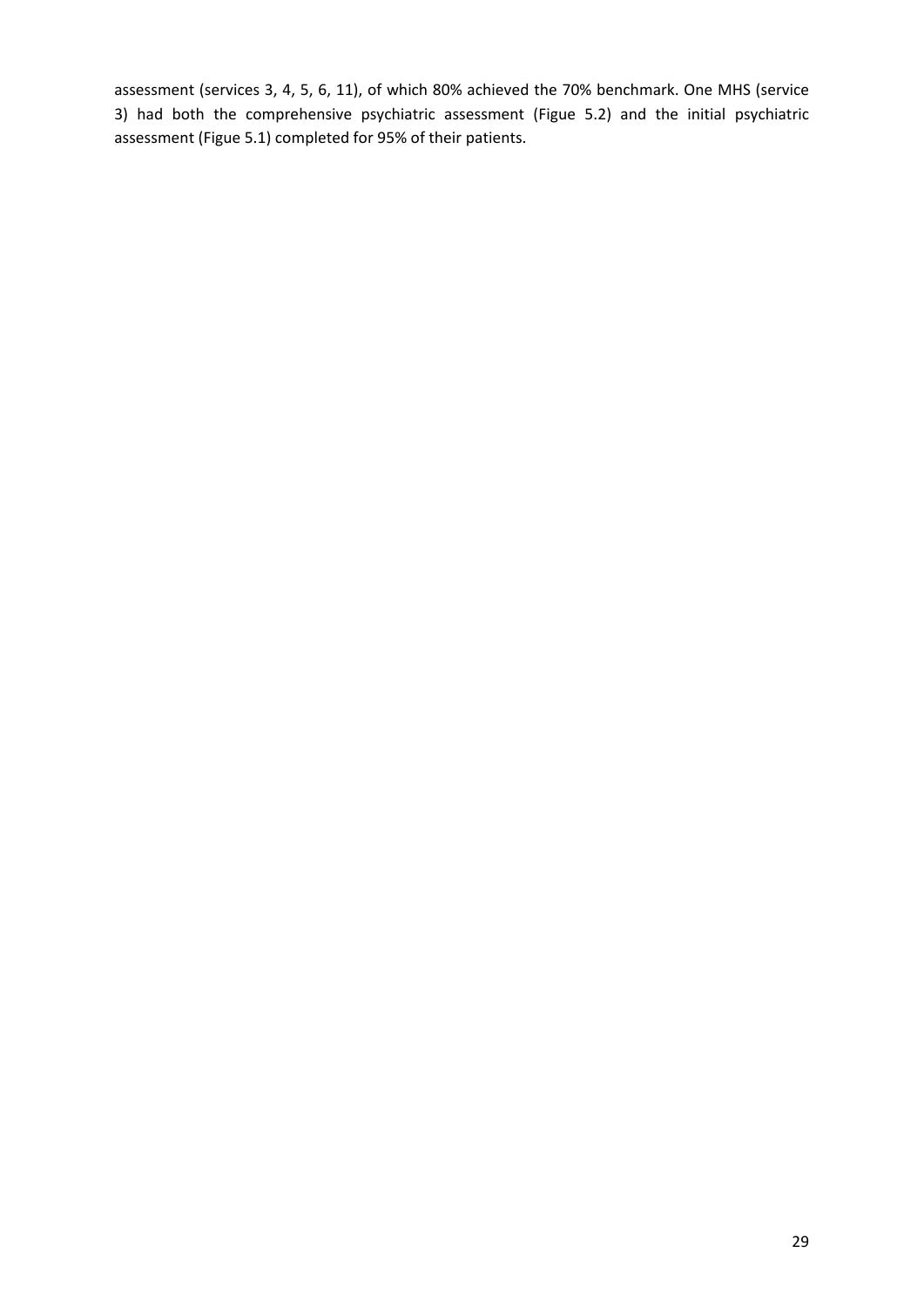assessment (services 3, 4, 5, 6, 11), of which 80% achieved the 70% benchmark. One MHS (service 3) had both the comprehensive psychiatric assessment (Figue 5.2) and the initial psychiatric assessment (Figue 5.1) completed for 95% of their patients.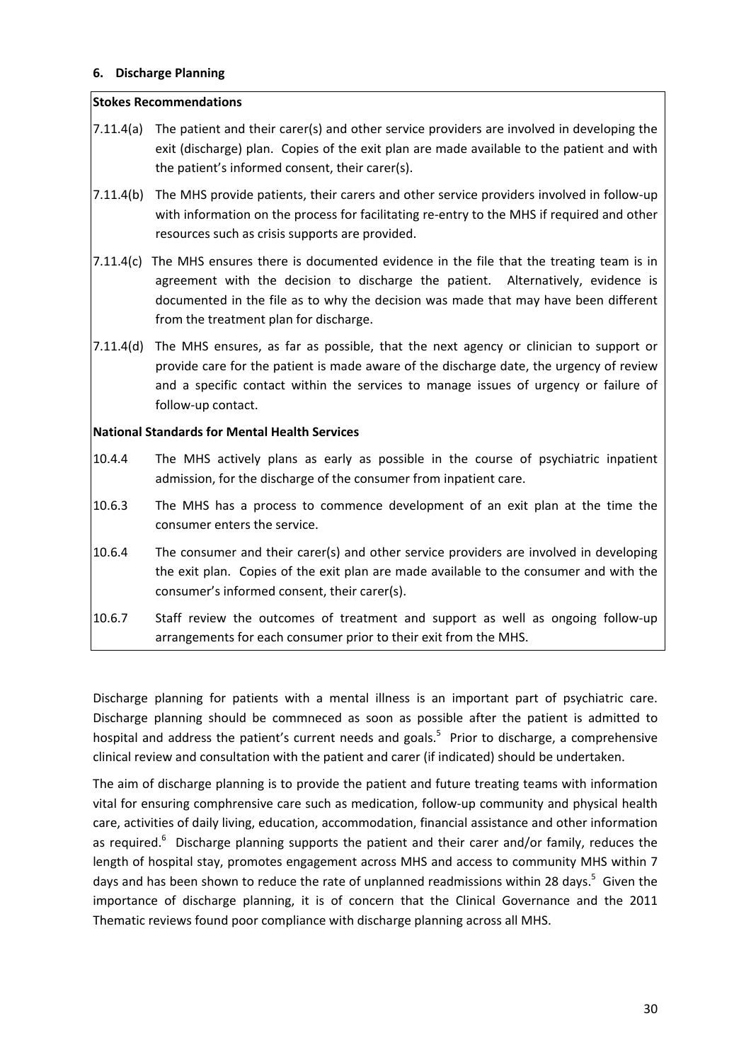## 6. Discharge Planning

**Stokes Recommendations**

7.11.4(a) The patient and their carer(s) and other service providers are involved in developing the exit (discharge) plan. Copies of the exit plan are made available to the patient and with the patient's informed consent, their carer(s).

7.11.4(b) The MHS provide patients, their carers and other service providers involved in follow-up with information on the process for facilitating re-entry to the MHS if required and other resources such as crisis supports are provided.

7.11.4(c) The MHS ensures there is documented evidence in the file that the treating team is in agreement with the decision to discharge the patient. Alternatively, evidence is documented in the file as to why the decision was made that may have been different from the treatment plan for discharge.

7.11.4(d) The MHS ensures, as far as possible, that the next agency or clinician to support or provide care for the patient is made aware of the discharge date, the urgency of review and a specific contact within the services to manage issues of urgency or failure of follow-up contact.

**National Standards for Mental Health Services**

10.4.4 The MHS actively plans as early as possible in the course of psychiatric inpatient admission, for the discharge of the consumer from inpatient care.

10.6.3 The MHS has a process to commence development of an exit plan at the time the consumer enters the service.

10.6.4 The consumer and their carer(s) and other service providers are involved in developing the exit plan. Copies of the exit plan are made available to the consumer and with the consumer's informed consent, their carer(s).

10.6.7 Staff review the outcomes of treatment and support as well as ongoing follow-up arrangements for each consumer prior to their exit from the MHS.

Discharge planning for patients with a mental illness is an important part of psychiatric care. Discharge planning should be commneced as soon as possible after the patient is admitted to hospital and address the patient's current needs and goals.[5] Prior to discharge, a comprehensive clinical review and consultation with the patient and carer (if indicated) should be undertaken.

The aim of discharge planning is to provide the patient and future treating teams with information vital for ensuring comphrensive care such as medication, follow-up community and physical health care, activities of daily living, education, accommodation, financial assistance and other information as required.[6] Discharge planning supports the patient and their carer and/or family, reduces the length of hospital stay, promotes engagement across MHS and access to community MHS within 7 days and has been shown to reduce the rate of unplanned readmissions within 28 days.[5] Given the importance of discharge planning, it is of concern that the Clinical Governance and the 2011 Thematic reviews found poor compliance with discharge planning across all MHS.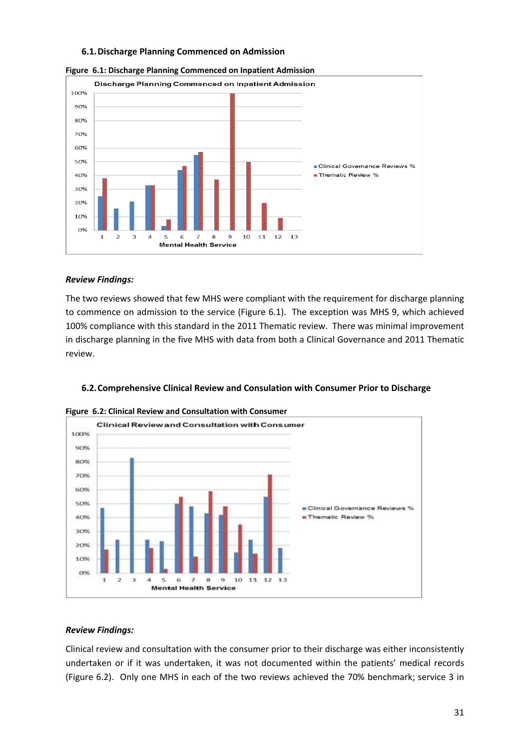### 6.1. Discharge Planning Commenced on Admission

**Figure 6.1: Discharge Planning Commenced on Inpatient Admission**

***Review Findings:***

The two reviews showed that few MHS were compliant with the requirement for discharge planning to commence on admission to the service (Figure 6.1). The exception was MHS 9, which achieved 100% compliance with this standard in the 2011 Thematic review. There was minimal improvement in discharge planning in the five MHS with data from both a Clinical Governance and 2011 Thematic review.

### 6.2. Comprehensive Clinical Review and Consulation with Consumer Prior to Discharge

**Figure 6.2: Clinical Review and Consultation with Consumer**

***Review Findings:***

Clinical review and consultation with the consumer prior to their discharge was either inconsistently undertaken or if it was undertaken, it was not documented within the patients' medical records (Figure 6.2). Only one MHS in each of the two reviews achieved the 70% benchmark; service 3 in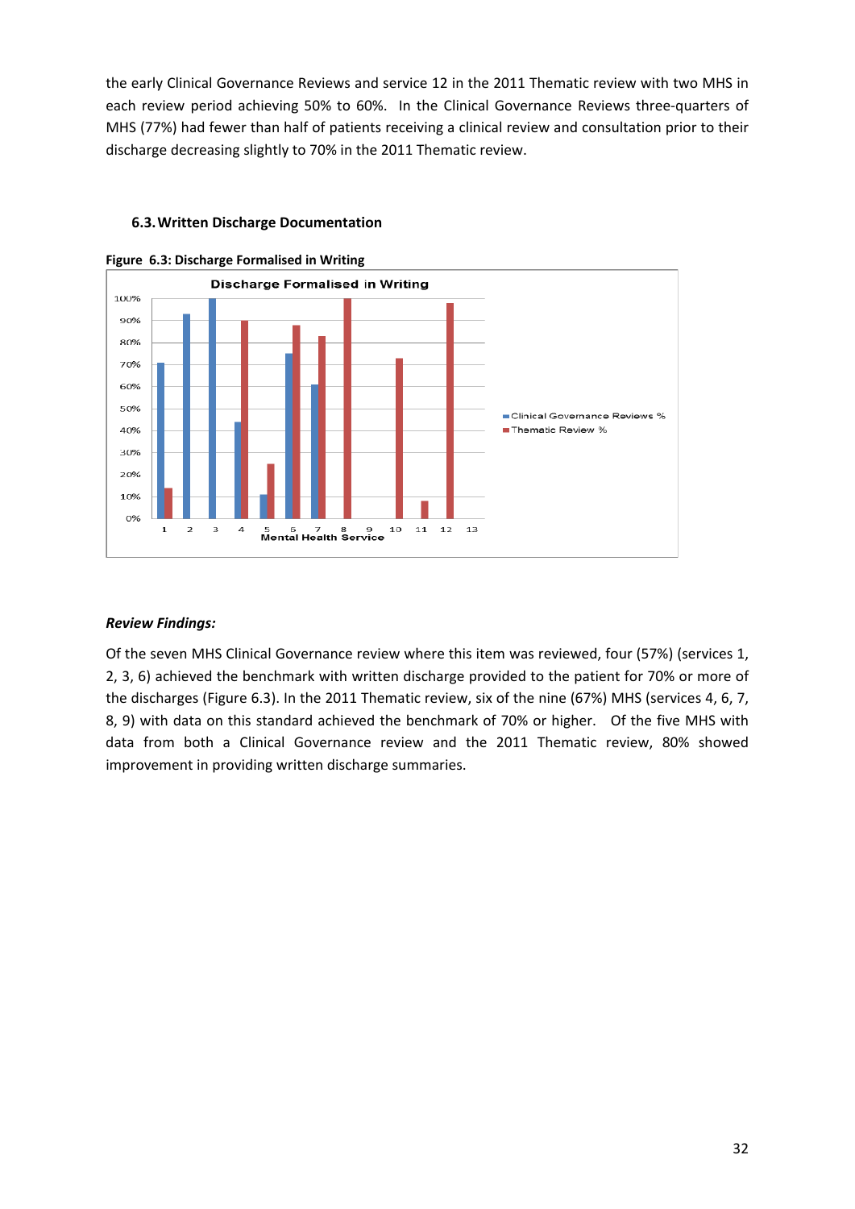the early Clinical Governance Reviews and service 12 in the 2011 Thematic review with two MHS in each review period achieving 50% to 60%. In the Clinical Governance Reviews three-quarters of MHS (77%) had fewer than half of patients receiving a clinical review and consultation prior to their discharge decreasing slightly to 70% in the 2011 Thematic review.

### 6.3. Written Discharge Documentation

**Figure 6.3: Discharge Formalised in Writing**

***Review Findings:***

Of the seven MHS Clinical Governance review where this item was reviewed, four (57%) (services 1, 2, 3, 6) achieved the benchmark with written discharge provided to the patient for 70% or more of the discharges (Figure 6.3). In the 2011 Thematic review, six of the nine (67%) MHS (services 4, 6, 7, 8, 9) with data on this standard achieved the benchmark of 70% or higher. Of the five MHS with data from both a Clinical Governance review and the 2011 Thematic review, 80% showed improvement in providing written discharge summaries.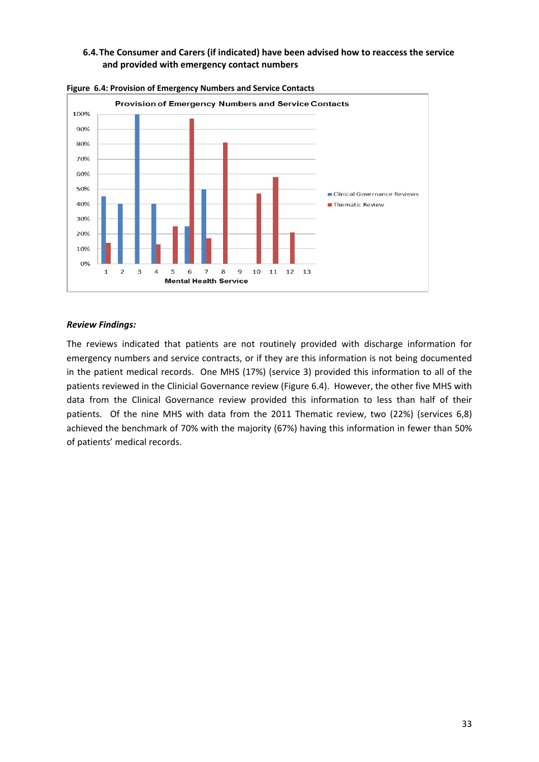### 6.4. The Consumer and Carers (if indicated) have been advised how to reaccess the service and provided with emergency contact numbers

**Figure 6.4: Provision of Emergency Numbers and Service Contacts**

***Review Findings:***

The reviews indicated that patients are not routinely provided with discharge information for emergency numbers and service contracts, or if they are this information is not being documented in the patient medical records. One MHS (17%) (service 3) provided this information to all of the patients reviewed in the Clinicial Governance review (Figure 6.4). However, the other five MHS with data from the Clinical Governance review provided this information to less than half of their patients. Of the nine MHS with data from the 2011 Thematic review, two (22%) (services 6,8) achieved the benchmark of 70% with the majority (67%) having this information in fewer than 50% of patients' medical records.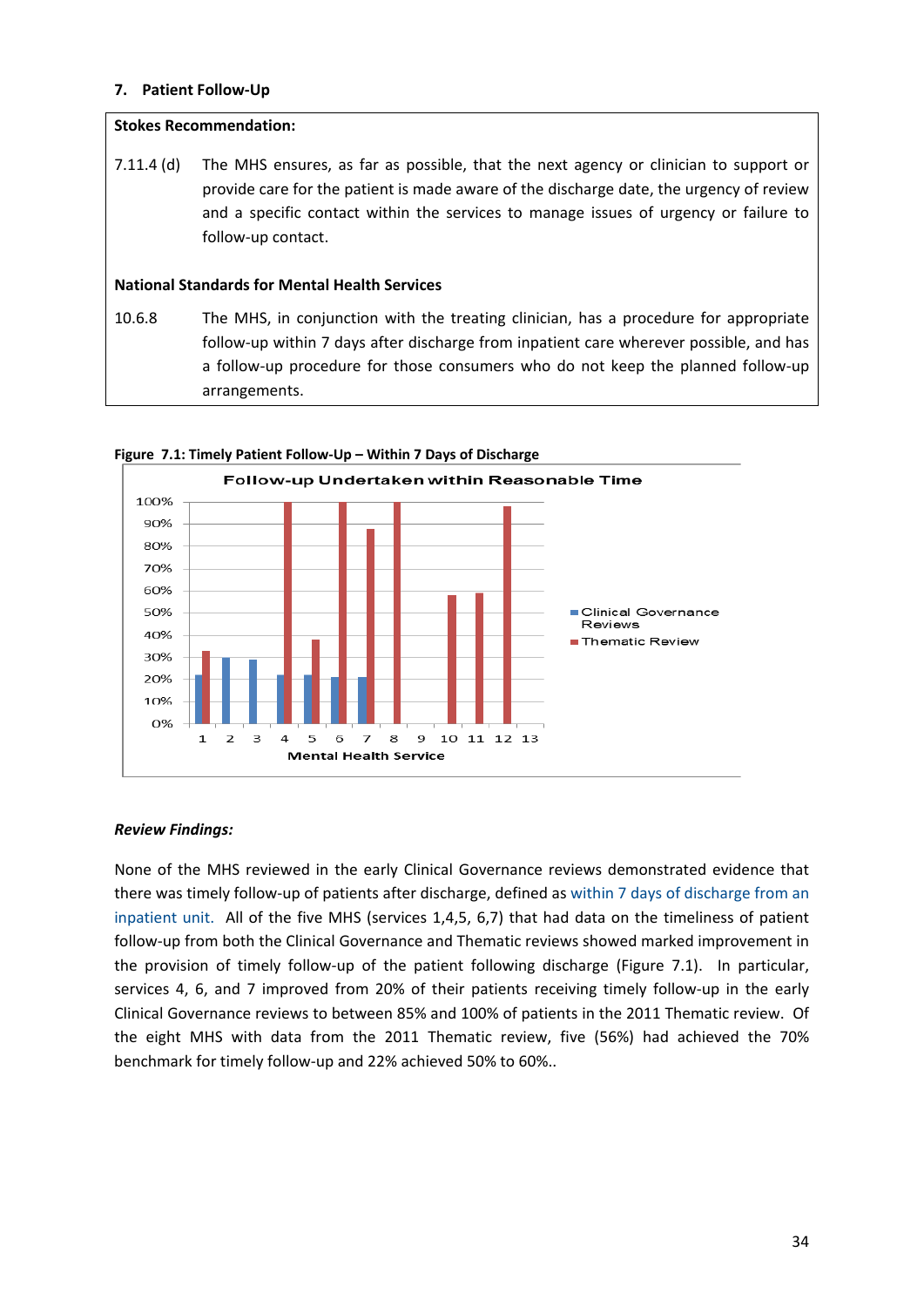## 7. Patient Follow-Up

**Stokes Recommendation:**

7.11.4 (d) The MHS ensures, as far as possible, that the next agency or clinician to support or provide care for the patient is made aware of the discharge date, the urgency of review and a specific contact within the services to manage issues of urgency or failure to follow-up contact.

**National Standards for Mental Health Services**

10.6.8 The MHS, in conjunction with the treating clinician, has a procedure for appropriate follow-up within 7 days after discharge from inpatient care wherever possible, and has a follow-up procedure for those consumers who do not keep the planned follow-up arrangements.

**Figure 7.1: Timely Patient Follow-Up – Within 7 Days of Discharge**

*Review Findings:*

None of the MHS reviewed in the early Clinical Governance reviews demonstrated evidence that there was timely follow-up of patients after discharge, defined as within 7 days of discharge from an inpatient unit. All of the five MHS (services 1,4,5, 6,7) that had data on the timeliness of patient follow-up from both the Clinical Governance and Thematic reviews showed marked improvement in the provision of timely follow-up of the patient following discharge (Figure 7.1). In particular, services 4, 6, and 7 improved from 20% of their patients receiving timely follow-up in the early Clinical Governance reviews to between 85% and 100% of patients in the 2011 Thematic review. Of the eight MHS with data from the 2011 Thematic review, five (56%) had achieved the 70% benchmark for timely follow-up and 22% achieved 50% to 60%..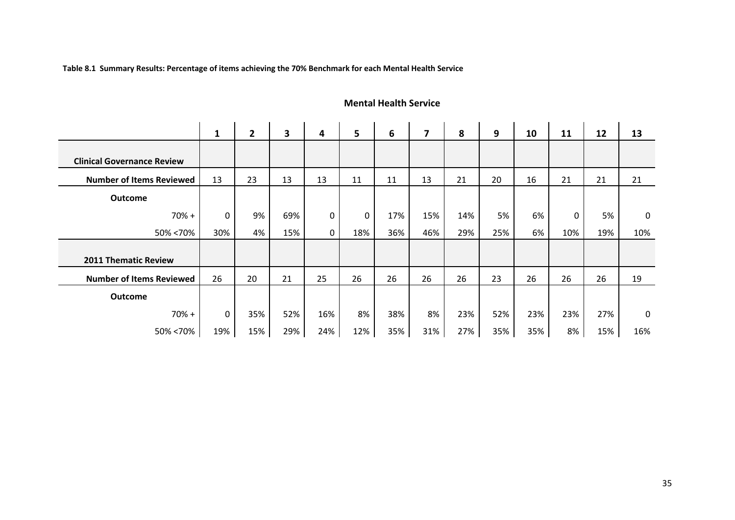**Table 8.1 Summary Results: Percentage of items achieving the 70% Benchmark for each Mental Health Service**

| | Mental Health Service | | | | | | | | | | | | |
|---|---|---|---|---|---|---|---|---|---|---|---|---|---|
| | **1** | **2** | **3** | **4** | **5** | **6** | **7** | **8** | **9** | **10** | **11** | **12** | **13** |
| **Clinical Governance Review** | | | | | | | | | | | | | |
| **Number of Items Reviewed** | 13 | 23 | 13 | 13 | 11 | 11 | 13 | 21 | 20 | 16 | 21 | 21 | 21 |
| **Outcome** | | | | | | | | | | | | | |
| 70% + | 0 | 9% | 69% | 0 | 0 | 17% | 15% | 14% | 5% | 6% | 0 | 5% | 0 |
| 50% <70% | 30% | 4% | 15% | 0 | 18% | 36% | 46% | 29% | 25% | 6% | 10% | 19% | 10% |
| **2011 Thematic Review** | | | | | | | | | | | | | |
| **Number of Items Reviewed** | 26 | 20 | 21 | 25 | 26 | 26 | 26 | 26 | 23 | 26 | 26 | 26 | 19 |
| **Outcome** | | | | | | | | | | | | | |
| 70% + | 0 | 35% | 52% | 16% | 8% | 38% | 8% | 23% | 52% | 23% | 23% | 27% | 0 |
| 50% <70% | 19% | 15% | 29% | 24% | 12% | 35% | 31% | 27% | 35% | 35% | 8% | 15% | 16% |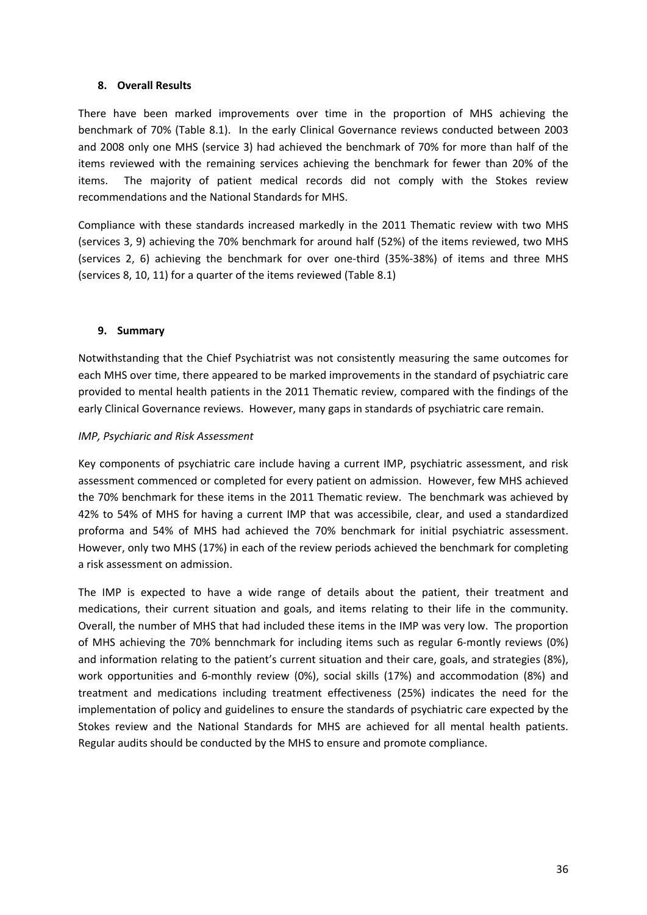## 8. Overall Results

There have been marked improvements over time in the proportion of MHS achieving the benchmark of 70% (Table 8.1). In the early Clinical Governance reviews conducted between 2003 and 2008 only one MHS (service 3) had achieved the benchmark of 70% for more than half of the items reviewed with the remaining services achieving the benchmark for fewer than 20% of the items. The majority of patient medical records did not comply with the Stokes review recommendations and the National Standards for MHS.

Compliance with these standards increased markedly in the 2011 Thematic review with two MHS (services 3, 9) achieving the 70% benchmark for around half (52%) of the items reviewed, two MHS (services 2, 6) achieving the benchmark for over one-third (35%-38%) of items and three MHS (services 8, 10, 11) for a quarter of the items reviewed (Table 8.1)

## 9. Summary

Notwithstanding that the Chief Psychiatrist was not consistently measuring the same outcomes for each MHS over time, there appeared to be marked improvements in the standard of psychiatric care provided to mental health patients in the 2011 Thematic review, compared with the findings of the early Clinical Governance reviews. However, many gaps in standards of psychiatric care remain.

*IMP, Psychiaric and Risk Assessment*

Key components of psychiatric care include having a current IMP, psychiatric assessment, and risk assessment commenced or completed for every patient on admission. However, few MHS achieved the 70% benchmark for these items in the 2011 Thematic review. The benchmark was achieved by 42% to 54% of MHS for having a current IMP that was accessibile, clear, and used a standardized proforma and 54% of MHS had achieved the 70% benchmark for initial psychiatric assessment. However, only two MHS (17%) in each of the review periods achieved the benchmark for completing a risk assessment on admission.

The IMP is expected to have a wide range of details about the patient, their treatment and medications, their current situation and goals, and items relating to their life in the community. Overall, the number of MHS that had included these items in the IMP was very low. The proportion of MHS achieving the 70% bennchmark for including items such as regular 6-montly reviews (0%) and information relating to the patient's current situation and their care, goals, and strategies (8%), work opportunities and 6-monthly review (0%), social skills (17%) and accommodation (8%) and treatment and medications including treatment effectiveness (25%) indicates the need for the implementation of policy and guidelines to ensure the standards of psychiatric care expected by the Stokes review and the National Standards for MHS are achieved for all mental health patients. Regular audits should be conducted by the MHS to ensure and promote compliance.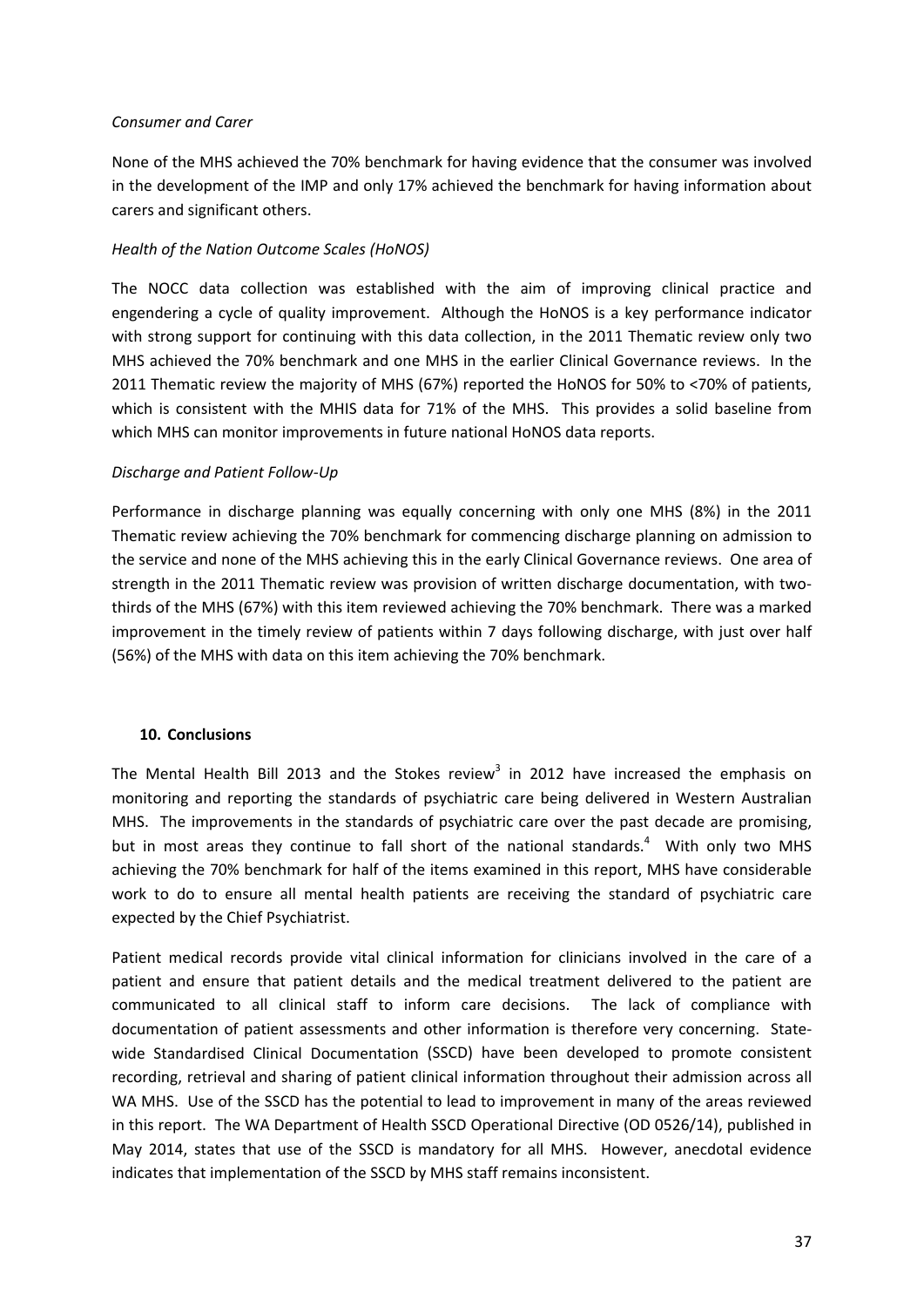*Consumer and Carer*

None of the MHS achieved the 70% benchmark for having evidence that the consumer was involved in the development of the IMP and only 17% achieved the benchmark for having information about carers and significant others.

*Health of the Nation Outcome Scales (HoNOS)*

The NOCC data collection was established with the aim of improving clinical practice and engendering a cycle of quality improvement. Although the HoNOS is a key performance indicator with strong support for continuing with this data collection, in the 2011 Thematic review only two MHS achieved the 70% benchmark and one MHS in the earlier Clinical Governance reviews. In the 2011 Thematic review the majority of MHS (67%) reported the HoNOS for 50% to <70% of patients, which is consistent with the MHIS data for 71% of the MHS. This provides a solid baseline from which MHS can monitor improvements in future national HoNOS data reports.

*Discharge and Patient Follow-Up*

Performance in discharge planning was equally concerning with only one MHS (8%) in the 2011 Thematic review achieving the 70% benchmark for commencing discharge planning on admission to the service and none of the MHS achieving this in the early Clinical Governance reviews. One area of strength in the 2011 Thematic review was provision of written discharge documentation, with two-thirds of the MHS (67%) with this item reviewed achieving the 70% benchmark. There was a marked improvement in the timely review of patients within 7 days following discharge, with just over half (56%) of the MHS with data on this item achieving the 70% benchmark.

## 10. Conclusions

The Mental Health Bill 2013 and the Stokes review[3] in 2012 have increased the emphasis on monitoring and reporting the standards of psychiatric care being delivered in Western Australian MHS. The improvements in the standards of psychiatric care over the past decade are promising, but in most areas they continue to fall short of the national standards.[4] With only two MHS achieving the 70% benchmark for half of the items examined in this report, MHS have considerable work to do to ensure all mental health patients are receiving the standard of psychiatric care expected by the Chief Psychiatrist.

Patient medical records provide vital clinical information for clinicians involved in the care of a patient and ensure that patient details and the medical treatment delivered to the patient are communicated to all clinical staff to inform care decisions. The lack of compliance with documentation of patient assessments and other information is therefore very concerning. State-wide Standardised Clinical Documentation (SSCD) have been developed to promote consistent recording, retrieval and sharing of patient clinical information throughout their admission across all WA MHS. Use of the SSCD has the potential to lead to improvement in many of the areas reviewed in this report. The WA Department of Health SSCD Operational Directive (OD 0526/14), published in May 2014, states that use of the SSCD is mandatory for all MHS. However, anecdotal evidence indicates that implementation of the SSCD by MHS staff remains inconsistent.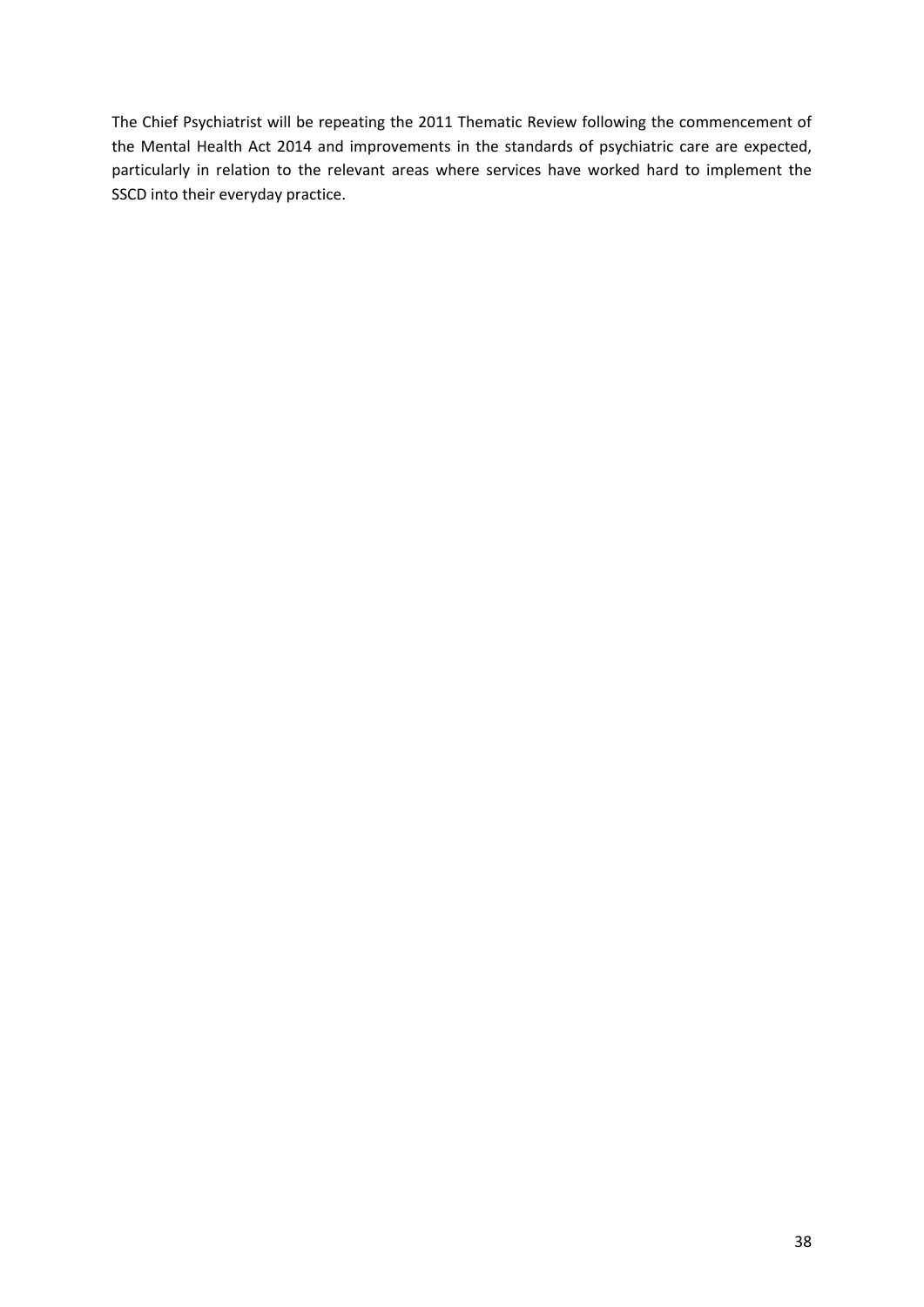The Chief Psychiatrist will be repeating the 2011 Thematic Review following the commencement of the Mental Health Act 2014 and improvements in the standards of psychiatric care are expected, particularly in relation to the relevant areas where services have worked hard to implement the SSCD into their everyday practice.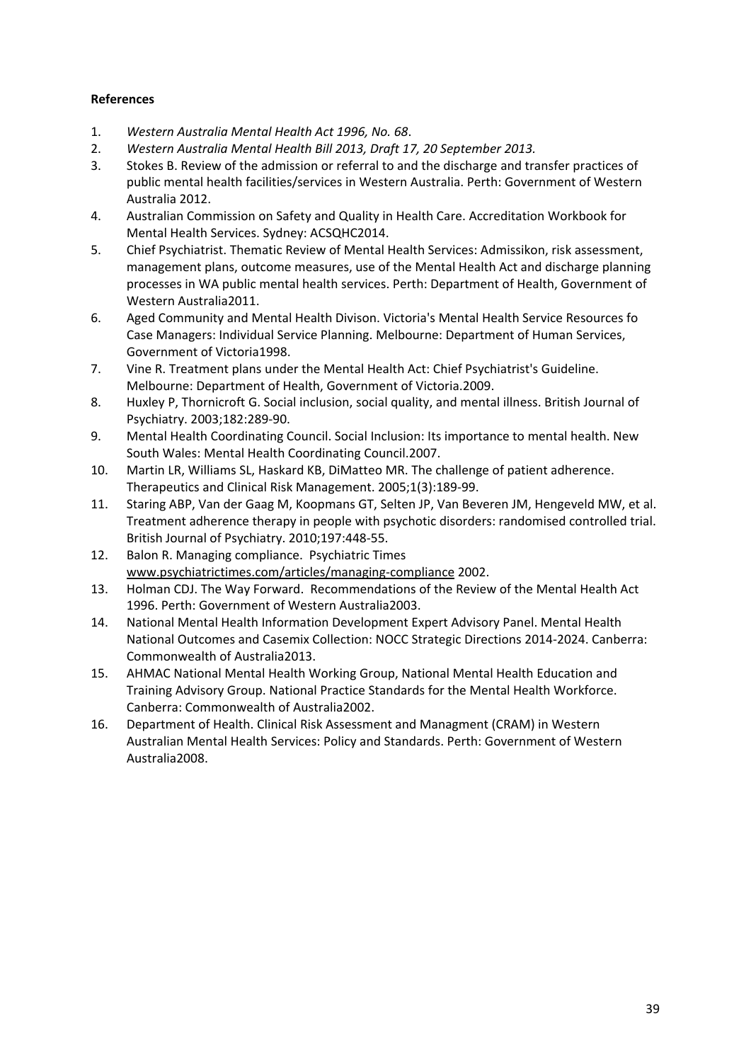**References**

1. *Western Australia Mental Health Act 1996, No. 68*.
2. *Western Australia Mental Health Bill 2013, Draft 17, 20 September 2013.*
3. Stokes B. Review of the admission or referral to and the discharge and transfer practices of public mental health facilities/services in Western Australia. Perth: Government of Western Australia 2012.
4. Australian Commission on Safety and Quality in Health Care. Accreditation Workbook for Mental Health Services. Sydney: ACSQHC2014.
5. Chief Psychiatrist. Thematic Review of Mental Health Services: Admissikon, risk assessment, management plans, outcome measures, use of the Mental Health Act and discharge planning processes in WA public mental health services. Perth: Department of Health, Government of Western Australia2011.
6. Aged Community and Mental Health Divison. Victoria's Mental Health Service Resources fo Case Managers: Individual Service Planning. Melbourne: Department of Human Services, Government of Victoria1998.
7. Vine R. Treatment plans under the Mental Health Act: Chief Psychiatrist's Guideline. Melbourne: Department of Health, Government of Victoria.2009.
8. Huxley P, Thornicroft G. Social inclusion, social quality, and mental illness. British Journal of Psychiatry. 2003;182:289-90.
9. Mental Health Coordinating Council. Social Inclusion: Its importance to mental health. New South Wales: Mental Health Coordinating Council.2007.
10. Martin LR, Williams SL, Haskard KB, DiMatteo MR. The challenge of patient adherence. Therapeutics and Clinical Risk Management. 2005;1(3):189-99.
11. Staring ABP, Van der Gaag M, Koopmans GT, Selten JP, Van Beveren JM, Hengeveld MW, et al. Treatment adherence therapy in people with psychotic disorders: randomised controlled trial. British Journal of Psychiatry. 2010;197:448-55.
12. Balon R. Managing compliance. Psychiatric Times www.psychiatrictimes.com/articles/managing-compliance 2002.
13. Holman CDJ. The Way Forward. Recommendations of the Review of the Mental Health Act 1996. Perth: Government of Western Australia2003.
14. National Mental Health Information Development Expert Advisory Panel. Mental Health National Outcomes and Casemix Collection: NOCC Strategic Directions 2014-2024. Canberra: Commonwealth of Australia2013.
15. AHMAC National Mental Health Working Group, National Mental Health Education and Training Advisory Group. National Practice Standards for the Mental Health Workforce. Canberra: Commonwealth of Australia2002.
16. Department of Health. Clinical Risk Assessment and Managment (CRAM) in Western Australian Mental Health Services: Policy and Standards. Perth: Government of Western Australia2008.